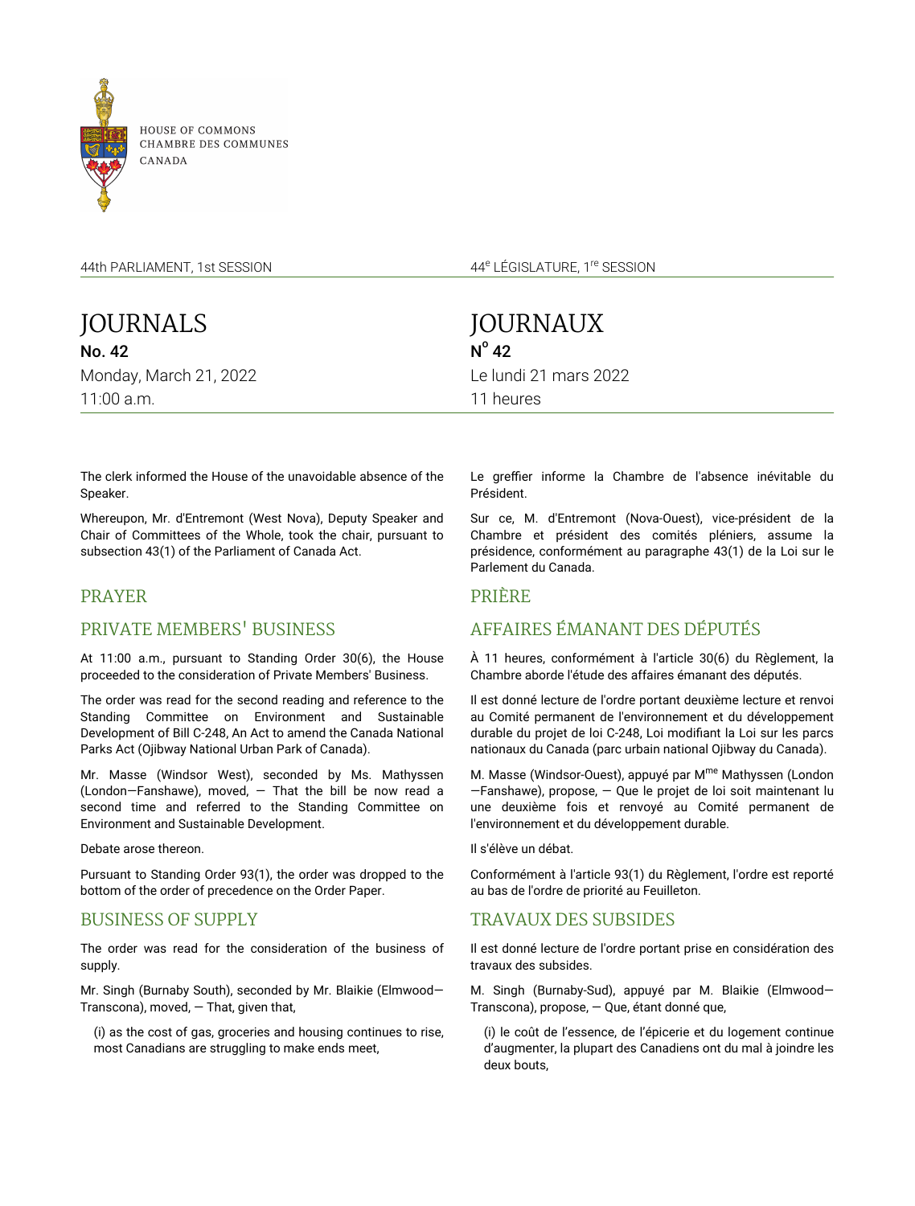HOUSE OF COMMONS
CHAMBRE DES COMMUNES
CANADA

44th PARLIAMENT, 1st SESSION

# JOURNALS

**No. 42**

Monday, March 21, 2022

11:00 a.m.

The clerk informed the House of the unavoidable absence of the Speaker.

Whereupon, Mr. d'Entremont (West Nova), Deputy Speaker and Chair of Committees of the Whole, took the chair, pursuant to subsection 43(1) of the Parliament of Canada Act.

## PRAYER

## PRIVATE MEMBERS' BUSINESS

At 11:00 a.m., pursuant to Standing Order 30(6), the House proceeded to the consideration of Private Members' Business.

The order was read for the second reading and reference to the Standing Committee on Environment and Sustainable Development of Bill C-248, An Act to amend the Canada National Parks Act (Ojibway National Urban Park of Canada).

Mr. Masse (Windsor West), seconded by Ms. Mathyssen (London—Fanshawe), moved, — That the bill be now read a second time and referred to the Standing Committee on Environment and Sustainable Development.

Debate arose thereon.

Pursuant to Standing Order 93(1), the order was dropped to the bottom of the order of precedence on the Order Paper.

## BUSINESS OF SUPPLY

The order was read for the consideration of the business of supply.

Mr. Singh (Burnaby South), seconded by Mr. Blaikie (Elmwood—Transcona), moved, — That, given that,

(i) as the cost of gas, groceries and housing continues to rise, most Canadians are struggling to make ends meet,

---

44e LÉGISLATURE, 1re SESSION

# JOURNAUX

**No 42**

Le lundi 21 mars 2022

11 heures

Le greffier informe la Chambre de l'absence inévitable du Président.

Sur ce, M. d'Entremont (Nova-Ouest), vice-président de la Chambre et président des comités pléniers, assume la présidence, conformément au paragraphe 43(1) de la Loi sur le Parlement du Canada.

## PRIÈRE

## AFFAIRES ÉMANANT DES DÉPUTÉS

À 11 heures, conformément à l'article 30(6) du Règlement, la Chambre aborde l'étude des affaires émanant des députés.

Il est donné lecture de l'ordre portant deuxième lecture et renvoi au Comité permanent de l'environnement et du développement durable du projet de loi C-248, Loi modifiant la Loi sur les parcs nationaux du Canada (parc urbain national Ojibway du Canada).

M. Masse (Windsor-Ouest), appuyé par Mme Mathyssen (London—Fanshawe), propose, — Que le projet de loi soit maintenant lu une deuxième fois et renvoyé au Comité permanent de l'environnement et du développement durable.

Il s'élève un débat.

Conformément à l'article 93(1) du Règlement, l'ordre est reporté au bas de l'ordre de priorité au Feuilleton.

## TRAVAUX DES SUBSIDES

Il est donné lecture de l'ordre portant prise en considération des travaux des subsides.

M. Singh (Burnaby-Sud), appuyé par M. Blaikie (Elmwood—Transcona), propose, — Que, étant donné que,

(i) le coût de l'essence, de l'épicerie et du logement continue d'augmenter, la plupart des Canadiens ont du mal à joindre les deux bouts,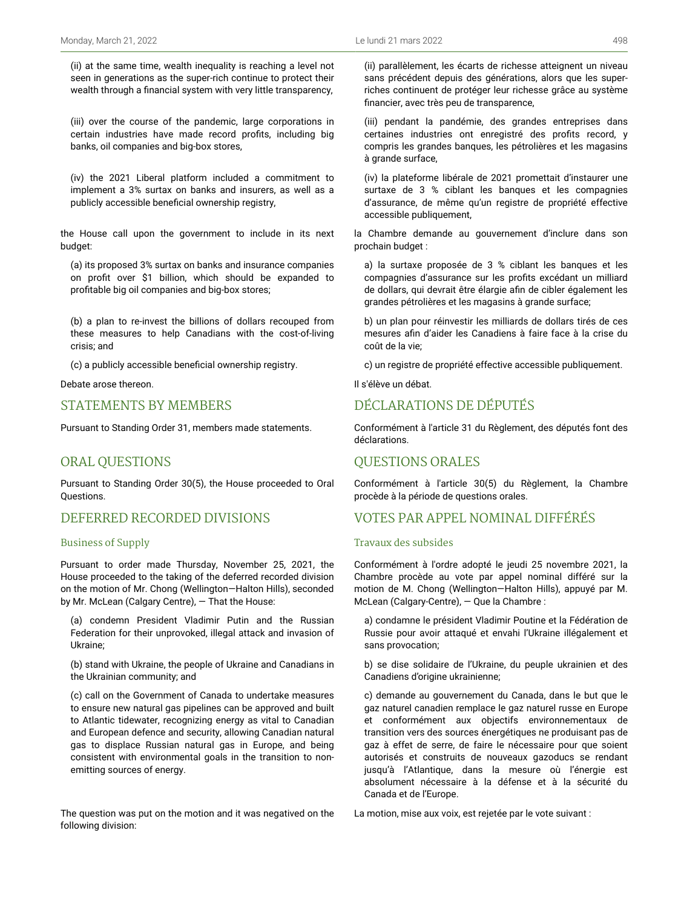(ii) at the same time, wealth inequality is reaching a level not seen in generations as the super-rich continue to protect their wealth through a financial system with very little transparency,

(iii) over the course of the pandemic, large corporations in certain industries have made record profits, including big banks, oil companies and big-box stores,

(iv) the 2021 Liberal platform included a commitment to implement a 3% surtax on banks and insurers, as well as a publicly accessible beneficial ownership registry,

the House call upon the government to include in its next budget:

(a) its proposed 3% surtax on banks and insurance companies on profit over $1 billion, which should be expanded to profitable big oil companies and big-box stores;

(b) a plan to re-invest the billions of dollars recouped from these measures to help Canadians with the cost-of-living crisis; and

(c) a publicly accessible beneficial ownership registry.

Debate arose thereon.

## STATEMENTS BY MEMBERS

Pursuant to Standing Order 31, members made statements.

## ORAL QUESTIONS

Pursuant to Standing Order 30(5), the House proceeded to Oral Questions.

## DEFERRED RECORDED DIVISIONS

### Business of Supply

Pursuant to order made Thursday, November 25, 2021, the House proceeded to the taking of the deferred recorded division on the motion of Mr. Chong (Wellington—Halton Hills), seconded by Mr. McLean (Calgary Centre), — That the House:

(a) condemn President Vladimir Putin and the Russian Federation for their unprovoked, illegal attack and invasion of Ukraine;

(b) stand with Ukraine, the people of Ukraine and Canadians in the Ukrainian community; and

(c) call on the Government of Canada to undertake measures to ensure new natural gas pipelines can be approved and built to Atlantic tidewater, recognizing energy as vital to Canadian and European defence and security, allowing Canadian natural gas to displace Russian natural gas in Europe, and being consistent with environmental goals in the transition to non-emitting sources of energy.

The question was put on the motion and it was negatived on the following division:

(ii) parallèlement, les écarts de richesse atteignent un niveau sans précédent depuis des générations, alors que les super-riches continuent de protéger leur richesse grâce au système financier, avec très peu de transparence,

(iii) pendant la pandémie, des grandes entreprises dans certaines industries ont enregistré des profits record, y compris les grandes banques, les pétrolières et les magasins à grande surface,

(iv) la plateforme libérale de 2021 promettait d'instaurer une surtaxe de 3 % ciblant les banques et les compagnies d'assurance, de même qu'un registre de propriété effective accessible publiquement,

la Chambre demande au gouvernement d'inclure dans son prochain budget :

a) la surtaxe proposée de 3 % ciblant les banques et les compagnies d'assurance sur les profits excédant un milliard de dollars, qui devrait être élargie afin de cibler également les grandes pétrolières et les magasins à grande surface;

b) un plan pour réinvestir les milliards de dollars tirés de ces mesures afin d'aider les Canadiens à faire face à la crise du coût de la vie;

c) un registre de propriété effective accessible publiquement.

Il s'élève un débat.

## DÉCLARATIONS DE DÉPUTÉS

Conformément à l'article 31 du Règlement, des députés font des déclarations.

## QUESTIONS ORALES

Conformément à l'article 30(5) du Règlement, la Chambre procède à la période de questions orales.

## VOTES PAR APPEL NOMINAL DIFFÉRÉS

### Travaux des subsides

Conformément à l'ordre adopté le jeudi 25 novembre 2021, la Chambre procède au vote par appel nominal différé sur la motion de M. Chong (Wellington—Halton Hills), appuyé par M. McLean (Calgary-Centre), — Que la Chambre :

a) condamne le président Vladimir Poutine et la Fédération de Russie pour avoir attaqué et envahi l'Ukraine illégalement et sans provocation;

b) se dise solidaire de l'Ukraine, du peuple ukrainien et des Canadiens d'origine ukrainienne;

c) demande au gouvernement du Canada, dans le but que le gaz naturel canadien remplace le gaz naturel russe en Europe et conformément aux objectifs environnementaux de transition vers des sources énergétiques ne produisant pas de gaz à effet de serre, de faire le nécessaire pour que soient autorisés et construits de nouveaux gazoducs se rendant jusqu'à l'Atlantique, dans la mesure où l'énergie est absolument nécessaire à la défense et à la sécurité du Canada et de l'Europe.

La motion, mise aux voix, est rejetée par le vote suivant :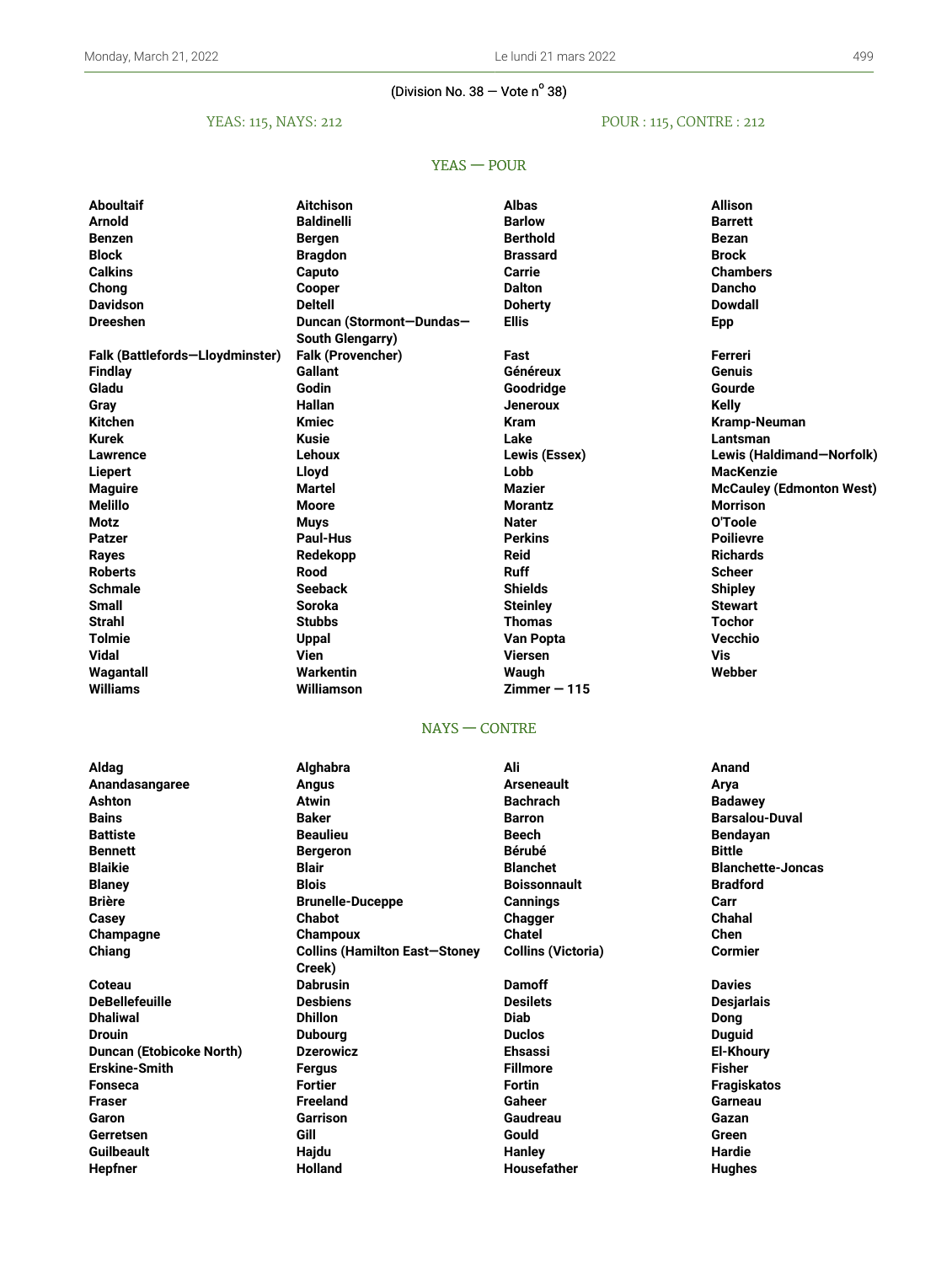(Division No. 38 — Vote n° 38)

YEAS: 115, NAYS: 212 | POUR : 115, CONTRE : 212

## YEAS — POUR

| | | | |
|---|---|---|---|
| **Aboultaif** | **Aitchison** | **Albas** | **Allison** |
| **Arnold** | **Baldinelli** | **Barlow** | **Barrett** |
| **Benzen** | **Bergen** | **Berthold** | **Bezan** |
| **Block** | **Bragdon** | **Brassard** | **Brock** |
| **Calkins** | **Caputo** | **Carrie** | **Chambers** |
| **Chong** | **Cooper** | **Dalton** | **Dancho** |
| **Davidson** | **Deltell** | **Doherty** | **Dowdall** |
| **Dreeshen** | **Duncan (Stormont—Dundas—South Glengarry)** | **Ellis** | **Epp** |
| **Falk (Battlefords—Lloydminster)** | **Falk (Provencher)** | **Fast** | **Ferreri** |
| **Findlay** | **Gallant** | **Généreux** | **Genuis** |
| **Gladu** | **Godin** | **Goodridge** | **Gourde** |
| **Gray** | **Hallan** | **Jeneroux** | **Kelly** |
| **Kitchen** | **Kmiec** | **Kram** | **Kramp-Neuman** |
| **Kurek** | **Kusie** | **Lake** | **Lantsman** |
| **Lawrence** | **Lehoux** | **Lewis (Essex)** | **Lewis (Haldimand—Norfolk)** |
| **Liepert** | **Lloyd** | **Lobb** | **MacKenzie** |
| **Maguire** | **Martel** | **Mazier** | **McCauley (Edmonton West)** |
| **Melillo** | **Moore** | **Morantz** | **Morrison** |
| **Motz** | **Muys** | **Nater** | **O'Toole** |
| **Patzer** | **Paul-Hus** | **Perkins** | **Poilievre** |
| **Rayes** | **Redekopp** | **Reid** | **Richards** |
| **Roberts** | **Rood** | **Ruff** | **Scheer** |
| **Schmale** | **Seeback** | **Shields** | **Shipley** |
| **Small** | **Soroka** | **Steinley** | **Stewart** |
| **Strahl** | **Stubbs** | **Thomas** | **Tochor** |
| **Tolmie** | **Uppal** | **Van Popta** | **Vecchio** |
| **Vidal** | **Vien** | **Viersen** | **Vis** |
| **Wagantall** | **Warkentin** | **Waugh** | **Webber** |
| **Williams** | **Williamson** | **Zimmer — 115** | |

## NAYS — CONTRE

| | | | |
|---|---|---|---|
| **Aldag** | **Alghabra** | **Ali** | **Anand** |
| **Anandasangaree** | **Angus** | **Arseneault** | **Arya** |
| **Ashton** | **Atwin** | **Bachrach** | **Badawey** |
| **Bains** | **Baker** | **Barron** | **Barsalou-Duval** |
| **Battiste** | **Beaulieu** | **Beech** | **Bendayan** |
| **Bennett** | **Bergeron** | **Bérubé** | **Bittle** |
| **Blaikie** | **Blair** | **Blanchet** | **Blanchette-Joncas** |
| **Blaney** | **Blois** | **Boissonnault** | **Bradford** |
| **Brière** | **Brunelle-Duceppe** | **Cannings** | **Carr** |
| **Casey** | **Chabot** | **Chagger** | **Chahal** |
| **Champagne** | **Champoux** | **Chatel** | **Chen** |
| **Chiang** | **Collins (Hamilton East—Stoney Creek)** | **Collins (Victoria)** | **Cormier** |
| **Coteau** | **Dabrusin** | **Damoff** | **Davies** |
| **DeBellefeuille** | **Desbiens** | **Desilets** | **Desjarlais** |
| **Dhaliwal** | **Dhillon** | **Diab** | **Dong** |
| **Drouin** | **Dubourg** | **Duclos** | **Duguid** |
| **Duncan (Etobicoke North)** | **Dzerowicz** | **Ehsassi** | **El-Khoury** |
| **Erskine-Smith** | **Fergus** | **Fillmore** | **Fisher** |
| **Fonseca** | **Fortier** | **Fortin** | **Fragiskatos** |
| **Fraser** | **Freeland** | **Gaheer** | **Garneau** |
| **Garon** | **Garrison** | **Gaudreau** | **Gazan** |
| **Gerretsen** | **Gill** | **Gould** | **Green** |
| **Guilbeault** | **Hajdu** | **Hanley** | **Hardie** |
| **Hepfner** | **Holland** | **Housefather** | **Hughes** |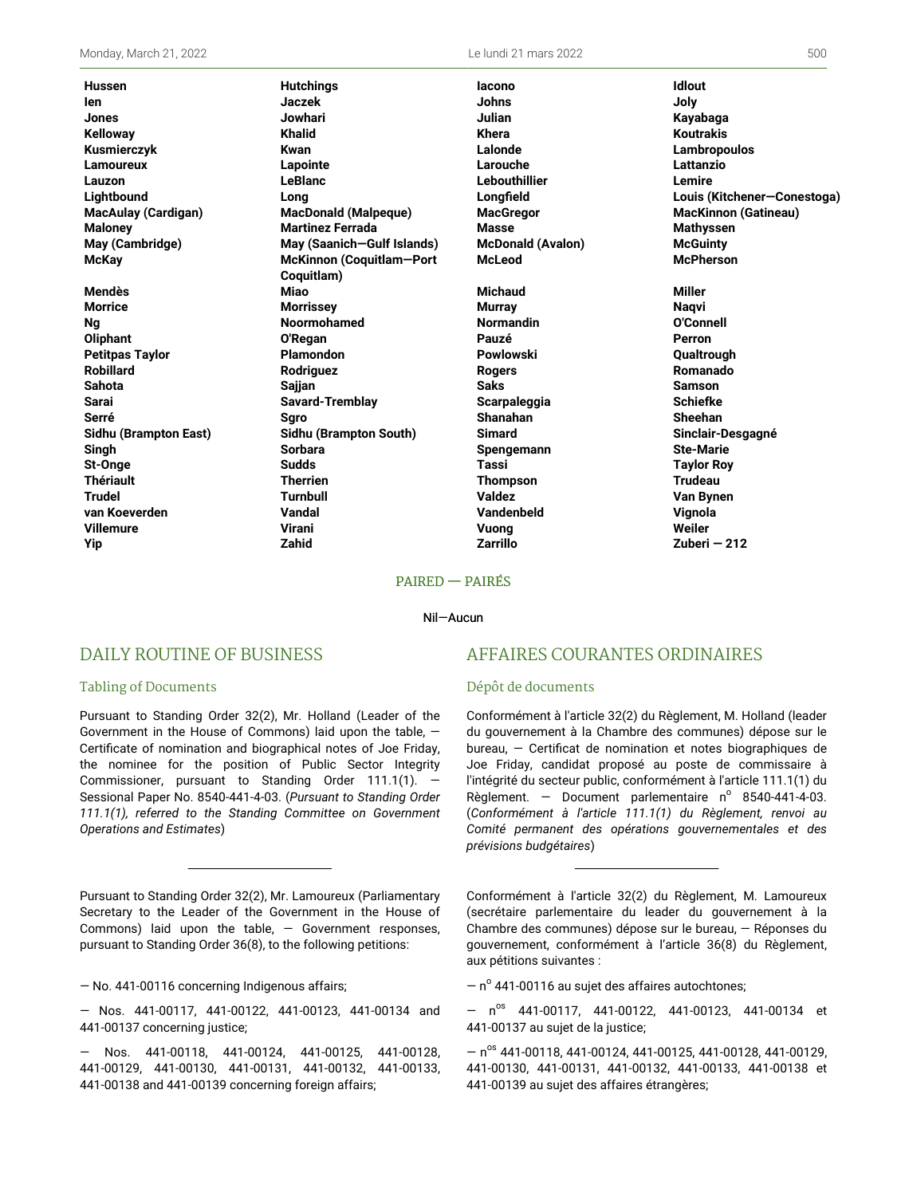**Hussen** **Hutchings** **Iacono** **Idlout**
**Ien** **Jaczek** **Johns** **Joly**
**Jones** **Jowhari** **Julian** **Kayabaga**
**Kelloway** **Khalid** **Khera** **Koutrakis**
**Kusmierczyk** **Kwan** **Lalonde** **Lambropoulos**
**Lamoureux** **Lapointe** **Larouche** **Lattanzio**
**Lauzon** **LeBlanc** **Lebouthillier** **Lemire**
**Lightbound** **Long** **Longfield** **Louis (Kitchener—Conestoga)**
**MacAulay (Cardigan)** **MacDonald (Malpeque)** **MacGregor** **MacKinnon (Gatineau)**
**Maloney** **Martinez Ferrada** **Masse** **Mathyssen**
**May (Cambridge)** **May (Saanich—Gulf Islands)** **McDonald (Avalon)** **McGuinty**
**McKay** **McKinnon (Coquitlam—Port Coquitlam)** **McLeod** **McPherson**
**Mendès** **Miao** **Michaud** **Miller**
**Morrice** **Morrissey** **Murray** **Naqvi**
**Ng** **Noormohamed** **Normandin** **O'Connell**
**Oliphant** **O'Regan** **Pauzé** **Perron**
**Petitpas Taylor** **Plamondon** **Powlowski** **Qualtrough**
**Robillard** **Rodriguez** **Rogers** **Romanado**
**Sahota** **Sajjan** **Saks** **Samson**
**Sarai** **Savard-Tremblay** **Scarpaleggia** **Schiefke**
**Serré** **Sgro** **Shanahan** **Sheehan**
**Sidhu (Brampton East)** **Sidhu (Brampton South)** **Simard** **Sinclair-Desgagné**
**Singh** **Sorbara** **Spengemann** **Ste-Marie**
**St-Onge** **Sudds** **Tassi** **Taylor Roy**
**Thériault** **Therrien** **Thompson** **Trudeau**
**Trudel** **Turnbull** **Valdez** **Van Bynen**
**van Koeverden** **Vandal** **Vandenbeld** **Vignola**
**Villemure** **Virani** **Vuong** **Weiler**
**Yip** **Zahid** **Zarrillo** **Zuberi — 212**

PAIRED — PAIRÉS

Nil—Aucun

## DAILY ROUTINE OF BUSINESS

### Tabling of Documents

Pursuant to Standing Order 32(2), Mr. Holland (Leader of the Government in the House of Commons) laid upon the table, — Certificate of nomination and biographical notes of Joe Friday, the nominee for the position of Public Sector Integrity Commissioner, pursuant to Standing Order 111.1(1). — Sessional Paper No. 8540-441-4-03. (*Pursuant to Standing Order 111.1(1), referred to the Standing Committee on Government Operations and Estimates*)

---

Pursuant to Standing Order 32(2), Mr. Lamoureux (Parliamentary Secretary to the Leader of the Government in the House of Commons) laid upon the table, — Government responses, pursuant to Standing Order 36(8), to the following petitions:

— No. 441-00116 concerning Indigenous affairs;

— Nos. 441-00117, 441-00122, 441-00123, 441-00134 and 441-00137 concerning justice;

— Nos. 441-00118, 441-00124, 441-00125, 441-00128, 441-00129, 441-00130, 441-00131, 441-00132, 441-00133, 441-00138 and 441-00139 concerning foreign affairs;

## AFFAIRES COURANTES ORDINAIRES

### Dépôt de documents

Conformément à l'article 32(2) du Règlement, M. Holland (leader du gouvernement à la Chambre des communes) dépose sur le bureau, — Certificat de nomination et notes biographiques de Joe Friday, candidat proposé au poste de commissaire à l'intégrité du secteur public, conformément à l'article 111.1(1) du Règlement. — Document parlementaire n° 8540-441-4-03. (*Conformément à l'article 111.1(1) du Règlement, renvoi au Comité permanent des opérations gouvernementales et des prévisions budgétaires*)

---

Conformément à l'article 32(2) du Règlement, M. Lamoureux (secrétaire parlementaire du leader du gouvernement à la Chambre des communes) dépose sur le bureau, — Réponses du gouvernement, conformément à l'article 36(8) du Règlement, aux pétitions suivantes :

— n° 441-00116 au sujet des affaires autochtones;

— n°s 441-00117, 441-00122, 441-00123, 441-00134 et 441-00137 au sujet de la justice;

— n°s 441-00118, 441-00124, 441-00125, 441-00128, 441-00129, 441-00130, 441-00131, 441-00132, 441-00133, 441-00138 et 441-00139 au sujet des affaires étrangères;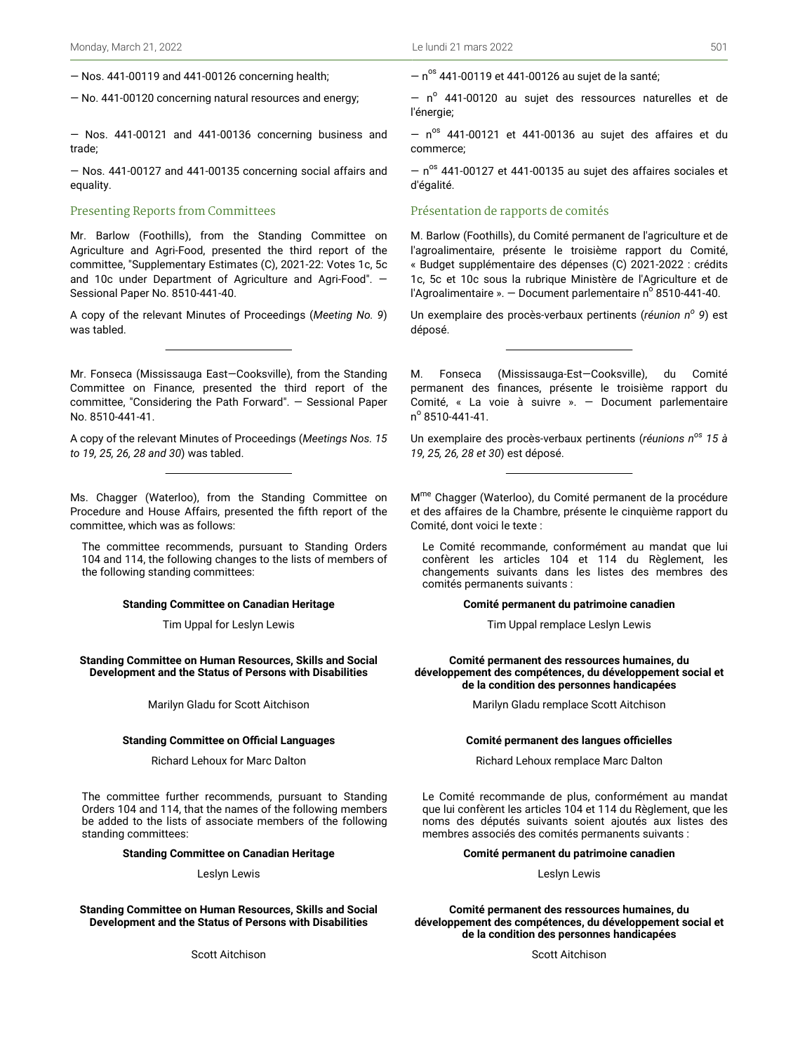— Nos. 441-00119 and 441-00126 concerning health;

— No. 441-00120 concerning natural resources and energy;

— Nos. 441-00121 and 441-00136 concerning business and trade;

— Nos. 441-00127 and 441-00135 concerning social affairs and equality.

— n[os] 441-00119 et 441-00126 au sujet de la santé;

— n[o] 441-00120 au sujet des ressources naturelles et de l'énergie;

— n[os] 441-00121 et 441-00136 au sujet des affaires et du commerce;

— n[os] 441-00127 et 441-00135 au sujet des affaires sociales et d'égalité.

## Presenting Reports from Committees

## Présentation de rapports de comités

Mr. Barlow (Foothills), from the Standing Committee on Agriculture and Agri-Food, presented the third report of the committee, "Supplementary Estimates (C), 2021-22: Votes 1c, 5c and 10c under Department of Agriculture and Agri-Food". — Sessional Paper No. 8510-441-40.

A copy of the relevant Minutes of Proceedings (*Meeting No. 9*) was tabled.

M. Barlow (Foothills), du Comité permanent de l'agriculture et de l'agroalimentaire, présente le troisième rapport du Comité, « Budget supplémentaire des dépenses (C) 2021-2022 : crédits 1c, 5c et 10c sous la rubrique Ministère de l'Agriculture et de l'Agroalimentaire ». — Document parlementaire n[o] 8510-441-40.

Un exemplaire des procès-verbaux pertinents (*réunion n[o] 9*) est déposé.

---

Mr. Fonseca (Mississauga East—Cooksville), from the Standing Committee on Finance, presented the third report of the committee, "Considering the Path Forward". — Sessional Paper No. 8510-441-41.

A copy of the relevant Minutes of Proceedings (*Meetings Nos. 15 to 19, 25, 26, 28 and 30*) was tabled.

M. Fonseca (Mississauga-Est—Cooksville), du Comité permanent des finances, présente le troisième rapport du Comité, « La voie à suivre ». — Document parlementaire n[o] 8510-441-41.

Un exemplaire des procès-verbaux pertinents (*réunions n[os] 15 à 19, 25, 26, 28 et 30*) est déposé.

---

Ms. Chagger (Waterloo), from the Standing Committee on Procedure and House Affairs, presented the fifth report of the committee, which was as follows:

> The committee recommends, pursuant to Standing Orders 104 and 114, the following changes to the lists of members of the following standing committees:
>
> **Standing Committee on Canadian Heritage**
>
> Tim Uppal for Leslyn Lewis
>
> **Standing Committee on Human Resources, Skills and Social Development and the Status of Persons with Disabilities**
>
> Marilyn Gladu for Scott Aitchison
>
> **Standing Committee on Official Languages**
>
> Richard Lehoux for Marc Dalton
>
> The committee further recommends, pursuant to Standing Orders 104 and 114, that the names of the following members be added to the lists of associate members of the following standing committees:
>
> **Standing Committee on Canadian Heritage**
>
> Leslyn Lewis
>
> **Standing Committee on Human Resources, Skills and Social Development and the Status of Persons with Disabilities**
>
> Scott Aitchison

M[me] Chagger (Waterloo), du Comité permanent de la procédure et des affaires de la Chambre, présente le cinquième rapport du Comité, dont voici le texte :

> Le Comité recommande, conformément au mandat que lui confèrent les articles 104 et 114 du Règlement, les changements suivants dans les listes des membres des comités permanents suivants :
>
> **Comité permanent du patrimoine canadien**
>
> Tim Uppal remplace Leslyn Lewis
>
> **Comité permanent des ressources humaines, du développement des compétences, du développement social et de la condition des personnes handicapées**
>
> Marilyn Gladu remplace Scott Aitchison
>
> **Comité permanent des langues officielles**
>
> Richard Lehoux remplace Marc Dalton
>
> Le Comité recommande de plus, conformément au mandat que lui confèrent les articles 104 et 114 du Règlement, que les noms des députés suivants soient ajoutés aux listes des membres associés des comités permanents suivants :
>
> **Comité permanent du patrimoine canadien**
>
> Leslyn Lewis
>
> **Comité permanent des ressources humaines, du développement des compétences, du développement social et de la condition des personnes handicapées**
>
> Scott Aitchison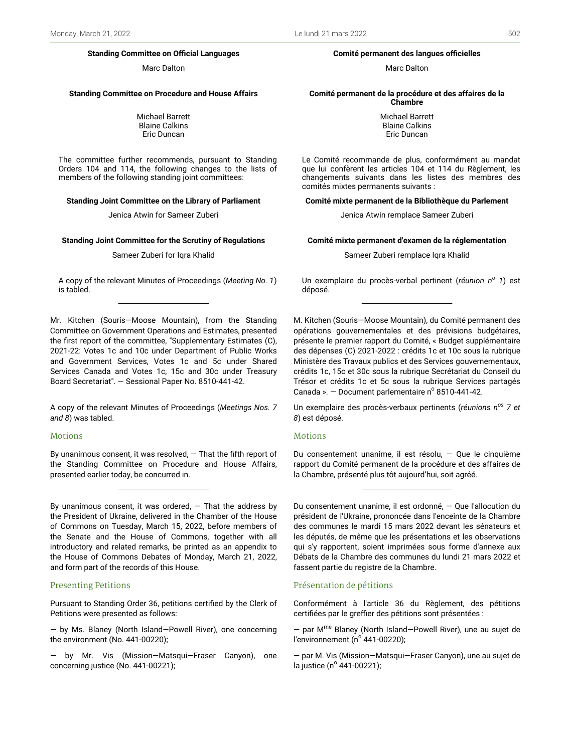**Standing Committee on Official Languages**

Marc Dalton

**Standing Committee on Procedure and House Affairs**

Michael Barrett
Blaine Calkins
Eric Duncan

The committee further recommends, pursuant to Standing Orders 104 and 114, the following changes to the lists of members of the following standing joint committees:

**Standing Joint Committee on the Library of Parliament**

Jenica Atwin for Sameer Zuberi

**Standing Joint Committee for the Scrutiny of Regulations**

Sameer Zuberi for Iqra Khalid

A copy of the relevant Minutes of Proceedings (*Meeting No. 1*) is tabled.

---

Mr. Kitchen (Souris—Moose Mountain), from the Standing Committee on Government Operations and Estimates, presented the first report of the committee, "Supplementary Estimates (C), 2021-22: Votes 1c and 10c under Department of Public Works and Government Services, Votes 1c and 5c under Shared Services Canada and Votes 1c, 15c and 30c under Treasury Board Secretariat". — Sessional Paper No. 8510-441-42.

A copy of the relevant Minutes of Proceedings (*Meetings Nos. 7 and 8*) was tabled.

## Motions

By unanimous consent, it was resolved, — That the fifth report of the Standing Committee on Procedure and House Affairs, presented earlier today, be concurred in.

---

By unanimous consent, it was ordered, — That the address by the President of Ukraine, delivered in the Chamber of the House of Commons on Tuesday, March 15, 2022, before members of the Senate and the House of Commons, together with all introductory and related remarks, be printed as an appendix to the House of Commons Debates of Monday, March 21, 2022, and form part of the records of this House.

## Presenting Petitions

Pursuant to Standing Order 36, petitions certified by the Clerk of Petitions were presented as follows:

— by Ms. Blaney (North Island—Powell River), one concerning the environment (No. 441-00220);

— by Mr. Vis (Mission—Matsqui—Fraser Canyon), one concerning justice (No. 441-00221);

**Comité permanent des langues officielles**

Marc Dalton

**Comité permanent de la procédure et des affaires de la Chambre**

Michael Barrett
Blaine Calkins
Eric Duncan

Le Comité recommande de plus, conformément au mandat que lui confèrent les articles 104 et 114 du Règlement, les changements suivants dans les listes des membres des comités mixtes permanents suivants :

**Comité mixte permanent de la Bibliothèque du Parlement**

Jenica Atwin remplace Sameer Zuberi

**Comité mixte permanent d'examen de la réglementation**

Sameer Zuberi remplace Iqra Khalid

Un exemplaire du procès-verbal pertinent (*réunion n^o^ 1*) est déposé.

---

M. Kitchen (Souris—Moose Mountain), du Comité permanent des opérations gouvernementales et des prévisions budgétaires, présente le premier rapport du Comité, « Budget supplémentaire des dépenses (C) 2021-2022 : crédits 1c et 10c sous la rubrique Ministère des Travaux publics et des Services gouvernementaux, crédits 1c, 15c et 30c sous la rubrique Secrétariat du Conseil du Trésor et crédits 1c et 5c sous la rubrique Services partagés Canada ». — Document parlementaire n^o^ 8510-441-42.

Un exemplaire des procès-verbaux pertinents (*réunions n^os^ 7 et 8*) est déposé.

## Motions

Du consentement unanime, il est résolu, — Que le cinquième rapport du Comité permanent de la procédure et des affaires de la Chambre, présenté plus tôt aujourd'hui, soit agréé.

---

Du consentement unanime, il est ordonné, — Que l'allocution du président de l'Ukraine, prononcée dans l'enceinte de la Chambre des communes le mardi 15 mars 2022 devant les sénateurs et les députés, de même que les présentations et les observations qui s'y rapportent, soient imprimées sous forme d'annexe aux Débats de la Chambre des communes du lundi 21 mars 2022 et fassent partie du registre de la Chambre.

## Présentation de pétitions

Conformément à l'article 36 du Règlement, des pétitions certifiées par le greffier des pétitions sont présentées :

— par M^me^ Blaney (North Island—Powell River), une au sujet de l'environnement (n^o^ 441-00220);

— par M. Vis (Mission—Matsqui—Fraser Canyon), une au sujet de la justice (n^o^ 441-00221);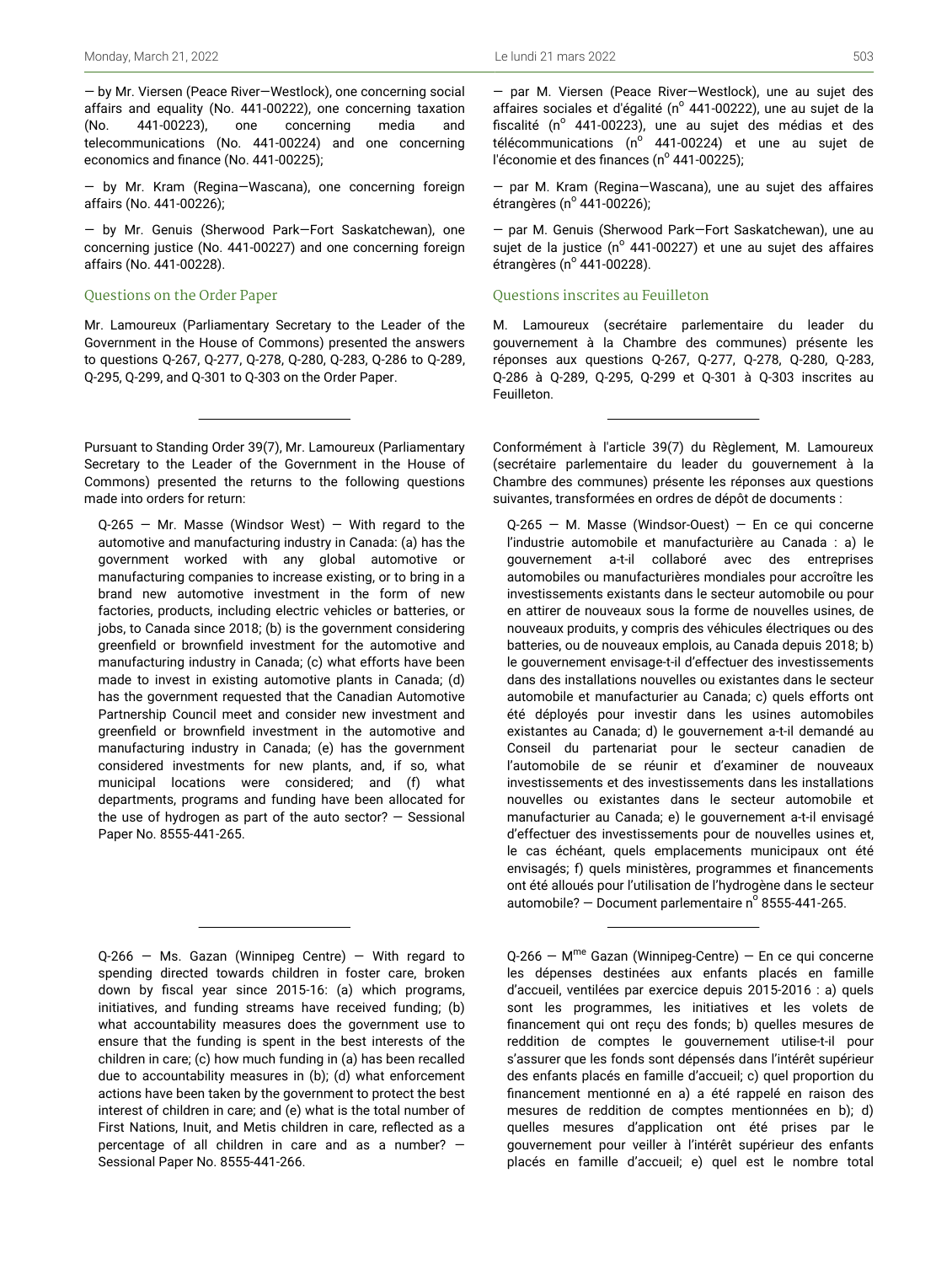— by Mr. Viersen (Peace River—Westlock), one concerning social affairs and equality (No. 441-00222), one concerning taxation (No. 441-00223), one concerning media and telecommunications (No. 441-00224) and one concerning economics and finance (No. 441-00225);

— by Mr. Kram (Regina—Wascana), one concerning foreign affairs (No. 441-00226);

— by Mr. Genuis (Sherwood Park—Fort Saskatchewan), one concerning justice (No. 441-00227) and one concerning foreign affairs (No. 441-00228).

### Questions on the Order Paper

Mr. Lamoureux (Parliamentary Secretary to the Leader of the Government in the House of Commons) presented the answers to questions Q-267, Q-277, Q-278, Q-280, Q-283, Q-286 to Q-289, Q-295, Q-299, and Q-301 to Q-303 on the Order Paper.

---

Pursuant to Standing Order 39(7), Mr. Lamoureux (Parliamentary Secretary to the Leader of the Government in the House of Commons) presented the returns to the following questions made into orders for return:

Q-265 — Mr. Masse (Windsor West) — With regard to the automotive and manufacturing industry in Canada: (a) has the government worked with any global automotive or manufacturing companies to increase existing, or to bring in a brand new automotive investment in the form of new factories, products, including electric vehicles or batteries, or jobs, to Canada since 2018; (b) is the government considering greenfield or brownfield investment for the automotive and manufacturing industry in Canada; (c) what efforts have been made to invest in existing automotive plants in Canada; (d) has the government requested that the Canadian Automotive Partnership Council meet and consider new investment and greenfield or brownfield investment in the automotive and manufacturing industry in Canada; (e) has the government considered investments for new plants, and, if so, what municipal locations were considered; and (f) what departments, programs and funding have been allocated for the use of hydrogen as part of the auto sector? — Sessional Paper No. 8555-441-265.

---

Q-266 — Ms. Gazan (Winnipeg Centre) — With regard to spending directed towards children in foster care, broken down by fiscal year since 2015-16: (a) which programs, initiatives, and funding streams have received funding; (b) what accountability measures does the government use to ensure that the funding is spent in the best interests of the children in care; (c) how much funding in (a) has been recalled due to accountability measures in (b); (d) what enforcement actions have been taken by the government to protect the best interest of children in care; and (e) what is the total number of First Nations, Inuit, and Metis children in care, reflected as a percentage of all children in care and as a number? — Sessional Paper No. 8555-441-266.

---

— par M. Viersen (Peace River—Westlock), une au sujet des affaires sociales et d'égalité (n° 441-00222), une au sujet de la fiscalité (n° 441-00223), une au sujet des médias et des télécommunications (n° 441-00224) et une au sujet de l'économie et des finances (n° 441-00225);

— par M. Kram (Regina—Wascana), une au sujet des affaires étrangères (n° 441-00226);

— par M. Genuis (Sherwood Park—Fort Saskatchewan), une au sujet de la justice (n° 441-00227) et une au sujet des affaires étrangères (n° 441-00228).

### Questions inscrites au Feuilleton

M. Lamoureux (secrétaire parlementaire du leader du gouvernement à la Chambre des communes) présente les réponses aux questions Q-267, Q-277, Q-278, Q-280, Q-283, Q-286 à Q-289, Q-295, Q-299 et Q-301 à Q-303 inscrites au Feuilleton.

---

Conformément à l'article 39(7) du Règlement, M. Lamoureux (secrétaire parlementaire du leader du gouvernement à la Chambre des communes) présente les réponses aux questions suivantes, transformées en ordres de dépôt de documents :

Q-265 — M. Masse (Windsor-Ouest) — En ce qui concerne l'industrie automobile et manufacturière au Canada : a) le gouvernement a-t-il collaboré avec des entreprises automobiles ou manufacturières mondiales pour accroître les investissements existants dans le secteur automobile ou pour en attirer de nouveaux sous la forme de nouvelles usines, de nouveaux produits, y compris des véhicules électriques ou des batteries, ou de nouveaux emplois, au Canada depuis 2018; b) le gouvernement envisage-t-il d'effectuer des investissements dans des installations nouvelles ou existantes dans le secteur automobile et manufacturier au Canada; c) quels efforts ont été déployés pour investir dans les usines automobiles existantes au Canada; d) le gouvernement a-t-il demandé au Conseil du partenariat pour le secteur canadien de l'automobile de se réunir et d'examiner de nouveaux investissements et des investissements dans les installations nouvelles ou existantes dans le secteur automobile et manufacturier au Canada; e) le gouvernement a-t-il envisagé d'effectuer des investissements pour de nouvelles usines et, le cas échéant, quels emplacements municipaux ont été envisagés; f) quels ministères, programmes et financements ont été alloués pour l'utilisation de l'hydrogène dans le secteur automobile? — Document parlementaire n° 8555-441-265.

---

Q-266 — Mme Gazan (Winnipeg-Centre) — En ce qui concerne les dépenses destinées aux enfants placés en famille d'accueil, ventilées par exercice depuis 2015-2016 : a) quels sont les programmes, les initiatives et les volets de financement qui ont reçu des fonds; b) quelles mesures de reddition de comptes le gouvernement utilise-t-il pour s'assurer que les fonds sont dépensés dans l'intérêt supérieur des enfants placés en famille d'accueil; c) quel proportion du financement mentionné en a) a été rappelé en raison des mesures de reddition de comptes mentionnées en b); d) quelles mesures d'application ont été prises par le gouvernement pour veiller à l'intérêt supérieur des enfants placés en famille d'accueil; e) quel est le nombre total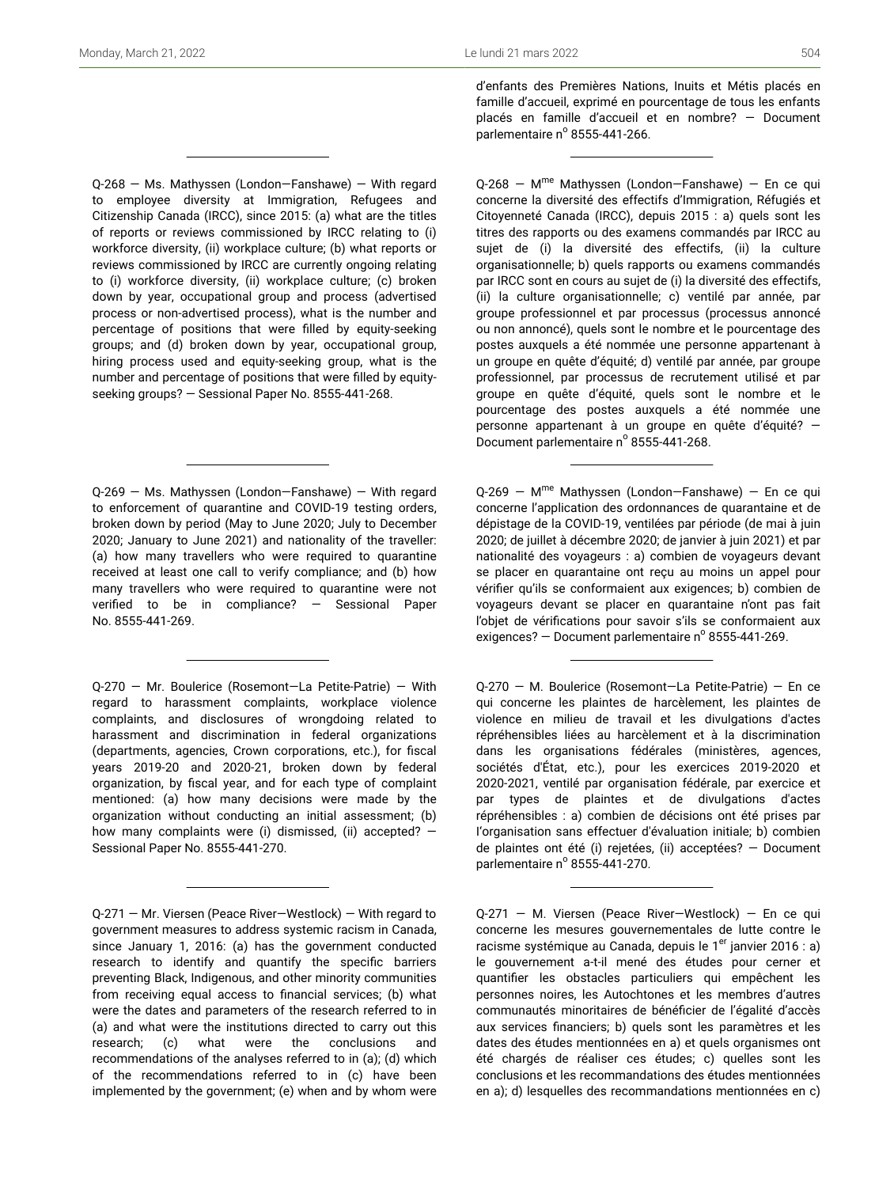d'enfants des Premières Nations, Inuits et Métis placés en famille d'accueil, exprimé en pourcentage de tous les enfants placés en famille d'accueil et en nombre? — Document parlementaire n° 8555-441-266.

---

Q-268 — Ms. Mathyssen (London—Fanshawe) — With regard to employee diversity at Immigration, Refugees and Citizenship Canada (IRCC), since 2015: (a) what are the titles of reports or reviews commissioned by IRCC relating to (i) workforce diversity, (ii) workplace culture; (b) what reports or reviews commissioned by IRCC are currently ongoing relating to (i) workforce diversity, (ii) workplace culture; (c) broken down by year, occupational group and process (advertised process or non-advertised process), what is the number and percentage of positions that were filled by equity-seeking groups; and (d) broken down by year, occupational group, hiring process used and equity-seeking group, what is the number and percentage of positions that were filled by equity-seeking groups? — Sessional Paper No. 8555-441-268.

Q-268 — Mme Mathyssen (London—Fanshawe) — En ce qui concerne la diversité des effectifs d'Immigration, Réfugiés et Citoyenneté Canada (IRCC), depuis 2015 : a) quels sont les titres des rapports ou des examens commandés par IRCC au sujet de (i) la diversité des effectifs, (ii) la culture organisationnelle; b) quels rapports ou examens commandés par IRCC sont en cours au sujet de (i) la diversité des effectifs, (ii) la culture organisationnelle; c) ventilé par année, par groupe professionnel et par processus (processus annoncé ou non annoncé), quels sont le nombre et le pourcentage des postes auxquels a été nommée une personne appartenant à un groupe en quête d'équité; d) ventilé par année, par groupe professionnel, par processus de recrutement utilisé et par groupe en quête d'équité, quels sont le nombre et le pourcentage des postes auxquels a été nommée une personne appartenant à un groupe en quête d'équité? — Document parlementaire n° 8555-441-268.

---

Q-269 — Ms. Mathyssen (London—Fanshawe) — With regard to enforcement of quarantine and COVID-19 testing orders, broken down by period (May to June 2020; July to December 2020; January to June 2021) and nationality of the traveller: (a) how many travellers who were required to quarantine received at least one call to verify compliance; and (b) how many travellers who were required to quarantine were not verified to be in compliance? — Sessional Paper No. 8555-441-269.

Q-269 — Mme Mathyssen (London—Fanshawe) — En ce qui concerne l'application des ordonnances de quarantaine et de dépistage de la COVID-19, ventilées par période (de mai à juin 2020; de juillet à décembre 2020; de janvier à juin 2021) et par nationalité des voyageurs : a) combien de voyageurs devant se placer en quarantaine ont reçu au moins un appel pour vérifier qu'ils se conformaient aux exigences; b) combien de voyageurs devant se placer en quarantaine n'ont pas fait l'objet de vérifications pour savoir s'ils se conformaient aux exigences? — Document parlementaire n° 8555-441-269.

---

Q-270 — Mr. Boulerice (Rosemont—La Petite-Patrie) — With regard to harassment complaints, workplace violence complaints, and disclosures of wrongdoing related to harassment and discrimination in federal organizations (departments, agencies, Crown corporations, etc.), for fiscal years 2019-20 and 2020-21, broken down by federal organization, by fiscal year, and for each type of complaint mentioned: (a) how many decisions were made by the organization without conducting an initial assessment; (b) how many complaints were (i) dismissed, (ii) accepted? — Sessional Paper No. 8555-441-270.

Q-270 — M. Boulerice (Rosemont—La Petite-Patrie) — En ce qui concerne les plaintes de harcèlement, les plaintes de violence en milieu de travail et les divulgations d'actes répréhensibles liées au harcèlement et à la discrimination dans les organisations fédérales (ministères, agences, sociétés d'État, etc.), pour les exercices 2019-2020 et 2020-2021, ventilé par organisation fédérale, par exercice et par types de plaintes et de divulgations d'actes répréhensibles : a) combien de décisions ont été prises par l'organisation sans effectuer d'évaluation initiale; b) combien de plaintes ont été (i) rejetées, (ii) acceptées? — Document parlementaire n° 8555-441-270.

---

Q-271 — Mr. Viersen (Peace River—Westlock) — With regard to government measures to address systemic racism in Canada, since January 1, 2016: (a) has the government conducted research to identify and quantify the specific barriers preventing Black, Indigenous, and other minority communities from receiving equal access to financial services; (b) what were the dates and parameters of the research referred to in (a) and what were the institutions directed to carry out this research; (c) what were the conclusions and recommendations of the analyses referred to in (a); (d) which of the recommendations referred to in (c) have been implemented by the government; (e) when and by whom were

Q-271 — M. Viersen (Peace River—Westlock) — En ce qui concerne les mesures gouvernementales de lutte contre le racisme systémique au Canada, depuis le 1er janvier 2016 : a) le gouvernement a-t-il mené des études pour cerner et quantifier les obstacles particuliers qui empêchent les personnes noires, les Autochtones et les membres d'autres communautés minoritaires de bénéficier de l'égalité d'accès aux services financiers; b) quels sont les paramètres et les dates des études mentionnées en a) et quels organismes ont été chargés de réaliser ces études; c) quelles sont les conclusions et les recommandations des études mentionnées en a); d) lesquelles des recommandations mentionnées en c)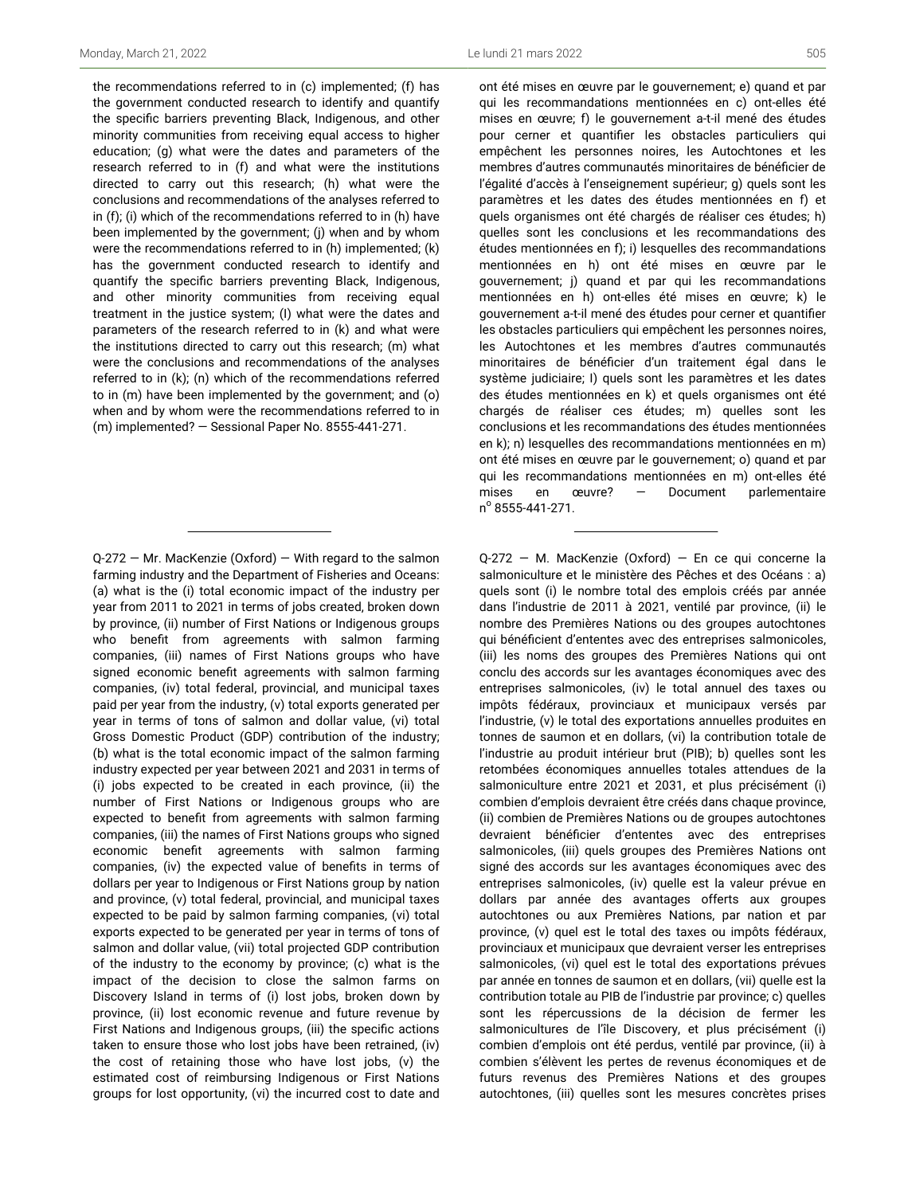the recommendations referred to in (c) implemented; (f) has the government conducted research to identify and quantify the specific barriers preventing Black, Indigenous, and other minority communities from receiving equal access to higher education; (g) what were the dates and parameters of the research referred to in (f) and what were the institutions directed to carry out this research; (h) what were the conclusions and recommendations of the analyses referred to in (f); (i) which of the recommendations referred to in (h) have been implemented by the government; (j) when and by whom were the recommendations referred to in (h) implemented; (k) has the government conducted research to identify and quantify the specific barriers preventing Black, Indigenous, and other minority communities from receiving equal treatment in the justice system; (l) what were the dates and parameters of the research referred to in (k) and what were the institutions directed to carry out this research; (m) what were the conclusions and recommendations of the analyses referred to in (k); (n) which of the recommendations referred to in (m) have been implemented by the government; and (o) when and by whom were the recommendations referred to in (m) implemented? — Sessional Paper No. 8555-441-271.

ont été mises en œuvre par le gouvernement; e) quand et par qui les recommandations mentionnées en c) ont-elles été mises en œuvre; f) le gouvernement a-t-il mené des études pour cerner et quantifier les obstacles particuliers qui empêchent les personnes noires, les Autochtones et les membres d'autres communautés minoritaires de bénéficier de l'égalité d'accès à l'enseignement supérieur; g) quels sont les paramètres et les dates des études mentionnées en f) et quels organismes ont été chargés de réaliser ces études; h) quelles sont les conclusions et les recommandations des études mentionnées en f); i) lesquelles des recommandations mentionnées en h) ont été mises en œuvre par le gouvernement; j) quand et par qui les recommandations mentionnées en h) ont-elles été mises en œuvre; k) le gouvernement a-t-il mené des études pour cerner et quantifier les obstacles particuliers qui empêchent les personnes noires, les Autochtones et les membres d'autres communautés minoritaires de bénéficier d'un traitement égal dans le système judiciaire; l) quels sont les paramètres et les dates des études mentionnées en k) et quels organismes ont été chargés de réaliser ces études; m) quelles sont les conclusions et les recommandations des études mentionnées en k); n) lesquelles des recommandations mentionnées en m) ont été mises en œuvre par le gouvernement; o) quand et par qui les recommandations mentionnées en m) ont-elles été mises en œuvre? — Document parlementaire n[o] 8555-441-271.

---

Q-272 — Mr. MacKenzie (Oxford) — With regard to the salmon farming industry and the Department of Fisheries and Oceans: (a) what is the (i) total economic impact of the industry per year from 2011 to 2021 in terms of jobs created, broken down by province, (ii) number of First Nations or Indigenous groups who benefit from agreements with salmon farming companies, (iii) names of First Nations groups who have signed economic benefit agreements with salmon farming companies, (iv) total federal, provincial, and municipal taxes paid per year from the industry, (v) total exports generated per year in terms of tons of salmon and dollar value, (vi) total Gross Domestic Product (GDP) contribution of the industry; (b) what is the total economic impact of the salmon farming industry expected per year between 2021 and 2031 in terms of (i) jobs expected to be created in each province, (ii) the number of First Nations or Indigenous groups who are expected to benefit from agreements with salmon farming companies, (iii) the names of First Nations groups who signed economic benefit agreements with salmon farming companies, (iv) the expected value of benefits in terms of dollars per year to Indigenous or First Nations group by nation and province, (v) total federal, provincial, and municipal taxes expected to be paid by salmon farming companies, (vi) total exports expected to be generated per year in terms of tons of salmon and dollar value, (vii) total projected GDP contribution of the industry to the economy by province; (c) what is the impact of the decision to close the salmon farms on Discovery Island in terms of (i) lost jobs, broken down by province, (ii) lost economic revenue and future revenue by First Nations and Indigenous groups, (iii) the specific actions taken to ensure those who lost jobs have been retrained, (iv) the cost of retaining those who have lost jobs, (v) the estimated cost of reimbursing Indigenous or First Nations groups for lost opportunity, (vi) the incurred cost to date and

Q-272 — M. MacKenzie (Oxford) — En ce qui concerne la salmoniculture et le ministère des Pêches et des Océans : a) quels sont (i) le nombre total des emplois créés par année dans l'industrie de 2011 à 2021, ventilé par province, (ii) le nombre des Premières Nations ou des groupes autochtones qui bénéficient d'ententes avec des entreprises salmonicoles, (iii) les noms des groupes des Premières Nations qui ont conclu des accords sur les avantages économiques avec des entreprises salmonicoles, (iv) le total annuel des taxes ou impôts fédéraux, provinciaux et municipaux versés par l'industrie, (v) le total des exportations annuelles produites en tonnes de saumon et en dollars, (vi) la contribution totale de l'industrie au produit intérieur brut (PIB); b) quelles sont les retombées économiques annuelles totales attendues de la salmoniculture entre 2021 et 2031, et plus précisément (i) combien d'emplois devraient être créés dans chaque province, (ii) combien de Premières Nations ou de groupes autochtones devraient bénéficier d'ententes avec des entreprises salmonicoles, (iii) quels groupes des Premières Nations ont signé des accords sur les avantages économiques avec des entreprises salmonicoles, (iv) quelle est la valeur prévue en dollars par année des avantages offerts aux groupes autochtones ou aux Premières Nations, par nation et par province, (v) quel est le total des taxes ou impôts fédéraux, provinciaux et municipaux que devraient verser les entreprises salmonicoles, (vi) quel est le total des exportations prévues par année en tonnes de saumon et en dollars, (vii) quelle est la contribution totale au PIB de l'industrie par province; c) quelles sont les répercussions de la décision de fermer les salmonicultures de l'île Discovery, et plus précisément (i) combien d'emplois ont été perdus, ventilé par province, (ii) à combien s'élèvent les pertes de revenus économiques et de futurs revenus des Premières Nations et des groupes autochtones, (iii) quelles sont les mesures concrètes prises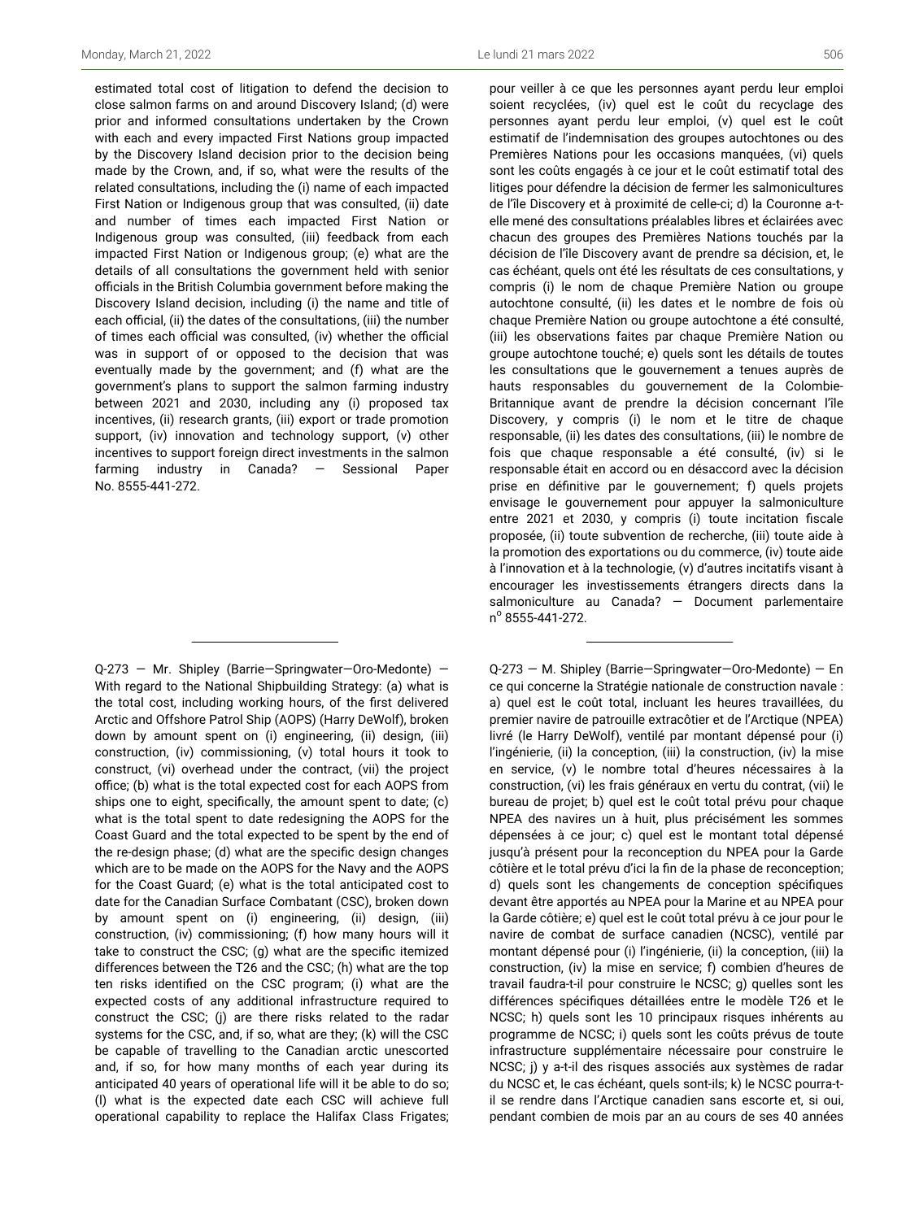estimated total cost of litigation to defend the decision to close salmon farms on and around Discovery Island; (d) were prior and informed consultations undertaken by the Crown with each and every impacted First Nations group impacted by the Discovery Island decision prior to the decision being made by the Crown, and, if so, what were the results of the related consultations, including the (i) name of each impacted First Nation or Indigenous group that was consulted, (ii) date and number of times each impacted First Nation or Indigenous group was consulted, (iii) feedback from each impacted First Nation or Indigenous group; (e) what are the details of all consultations the government held with senior officials in the British Columbia government before making the Discovery Island decision, including (i) the name and title of each official, (ii) the dates of the consultations, (iii) the number of times each official was consulted, (iv) whether the official was in support of or opposed to the decision that was eventually made by the government; and (f) what are the government's plans to support the salmon farming industry between 2021 and 2030, including any (i) proposed tax incentives, (ii) research grants, (iii) export or trade promotion support, (iv) innovation and technology support, (v) other incentives to support foreign direct investments in the salmon farming industry in Canada? — Sessional Paper No. 8555-441-272.

pour veiller à ce que les personnes ayant perdu leur emploi soient recyclées, (iv) quel est le coût du recyclage des personnes ayant perdu leur emploi, (v) quel est le coût estimatif de l'indemnisation des groupes autochtones ou des Premières Nations pour les occasions manquées, (vi) quels sont les coûts engagés à ce jour et le coût estimatif total des litiges pour défendre la décision de fermer les salmonicultures de l'île Discovery et à proximité de celle-ci; d) la Couronne a-t-elle mené des consultations préalables libres et éclairées avec chacun des groupes des Premières Nations touchés par la décision de l'île Discovery avant de prendre sa décision, et, le cas échéant, quels ont été les résultats de ces consultations, y compris (i) le nom de chaque Première Nation ou groupe autochtone consulté, (ii) les dates et le nombre de fois où chaque Première Nation ou groupe autochtone a été consulté, (iii) les observations faites par chaque Première Nation ou groupe autochtone touché; e) quels sont les détails de toutes les consultations que le gouvernement a tenues auprès de hauts responsables du gouvernement de la Colombie-Britannique avant de prendre la décision concernant l'île Discovery, y compris (i) le nom et le titre de chaque responsable, (ii) les dates des consultations, (iii) le nombre de fois que chaque responsable a été consulté, (iv) si le responsable était en accord ou en désaccord avec la décision prise en définitive par le gouvernement; f) quels projets envisage le gouvernement pour appuyer la salmoniculture entre 2021 et 2030, y compris (i) toute incitation fiscale proposée, (ii) toute subvention de recherche, (iii) toute aide à la promotion des exportations ou du commerce, (iv) toute aide à l'innovation et à la technologie, (v) d'autres incitatifs visant à encourager les investissements étrangers directs dans la salmoniculture au Canada? — Document parlementaire n° 8555-441-272.

---

Q-273 — Mr. Shipley (Barrie—Springwater—Oro-Medonte) — With regard to the National Shipbuilding Strategy: (a) what is the total cost, including working hours, of the first delivered Arctic and Offshore Patrol Ship (AOPS) (Harry DeWolf), broken down by amount spent on (i) engineering, (ii) design, (iii) construction, (iv) commissioning, (v) total hours it took to construct, (vi) overhead under the contract, (vii) the project office; (b) what is the total expected cost for each AOPS from ships one to eight, specifically, the amount spent to date; (c) what is the total spent to date redesigning the AOPS for the Coast Guard and the total expected to be spent by the end of the re-design phase; (d) what are the specific design changes which are to be made on the AOPS for the Navy and the AOPS for the Coast Guard; (e) what is the total anticipated cost to date for the Canadian Surface Combatant (CSC), broken down by amount spent on (i) engineering, (ii) design, (iii) construction, (iv) commissioning; (f) how many hours will it take to construct the CSC; (g) what are the specific itemized differences between the T26 and the CSC; (h) what are the top ten risks identified on the CSC program; (i) what are the expected costs of any additional infrastructure required to construct the CSC; (j) are there risks related to the radar systems for the CSC, and, if so, what are they; (k) will the CSC be capable of travelling to the Canadian arctic unescorted and, if so, for how many months of each year during its anticipated 40 years of operational life will it be able to do so; (l) what is the expected date each CSC will achieve full operational capability to replace the Halifax Class Frigates;

Q-273 — M. Shipley (Barrie—Springwater—Oro-Medonte) — En ce qui concerne la Stratégie nationale de construction navale : a) quel est le coût total, incluant les heures travaillées, du premier navire de patrouille extracôtier et de l'Arctique (NPEA) livré (le Harry DeWolf), ventilé par montant dépensé pour (i) l'ingénierie, (ii) la conception, (iii) la construction, (iv) la mise en service, (v) le nombre total d'heures nécessaires à la construction, (vi) les frais généraux en vertu du contrat, (vii) le bureau de projet; b) quel est le coût total prévu pour chaque NPEA des navires un à huit, plus précisément les sommes dépensées à ce jour; c) quel est le montant total dépensé jusqu'à présent pour la reconception du NPEA pour la Garde côtière et le total prévu d'ici la fin de la phase de reconception; d) quels sont les changements de conception spécifiques devant être apportés au NPEA pour la Marine et au NPEA pour la Garde côtière; e) quel est le coût total prévu à ce jour pour le navire de combat de surface canadien (NCSC), ventilé par montant dépensé pour (i) l'ingénierie, (ii) la conception, (iii) la construction, (iv) la mise en service; f) combien d'heures de travail faudra-t-il pour construire le NCSC; g) quelles sont les différences spécifiques détaillées entre le modèle T26 et le NCSC; h) quels sont les 10 principaux risques inhérents au programme de NCSC; i) quels sont les coûts prévus de toute infrastructure supplémentaire nécessaire pour construire le NCSC; j) y a-t-il des risques associés aux systèmes de radar du NCSC et, le cas échéant, quels sont-ils; k) le NCSC pourra-t-il se rendre dans l'Arctique canadien sans escorte et, si oui, pendant combien de mois par an au cours de ses 40 années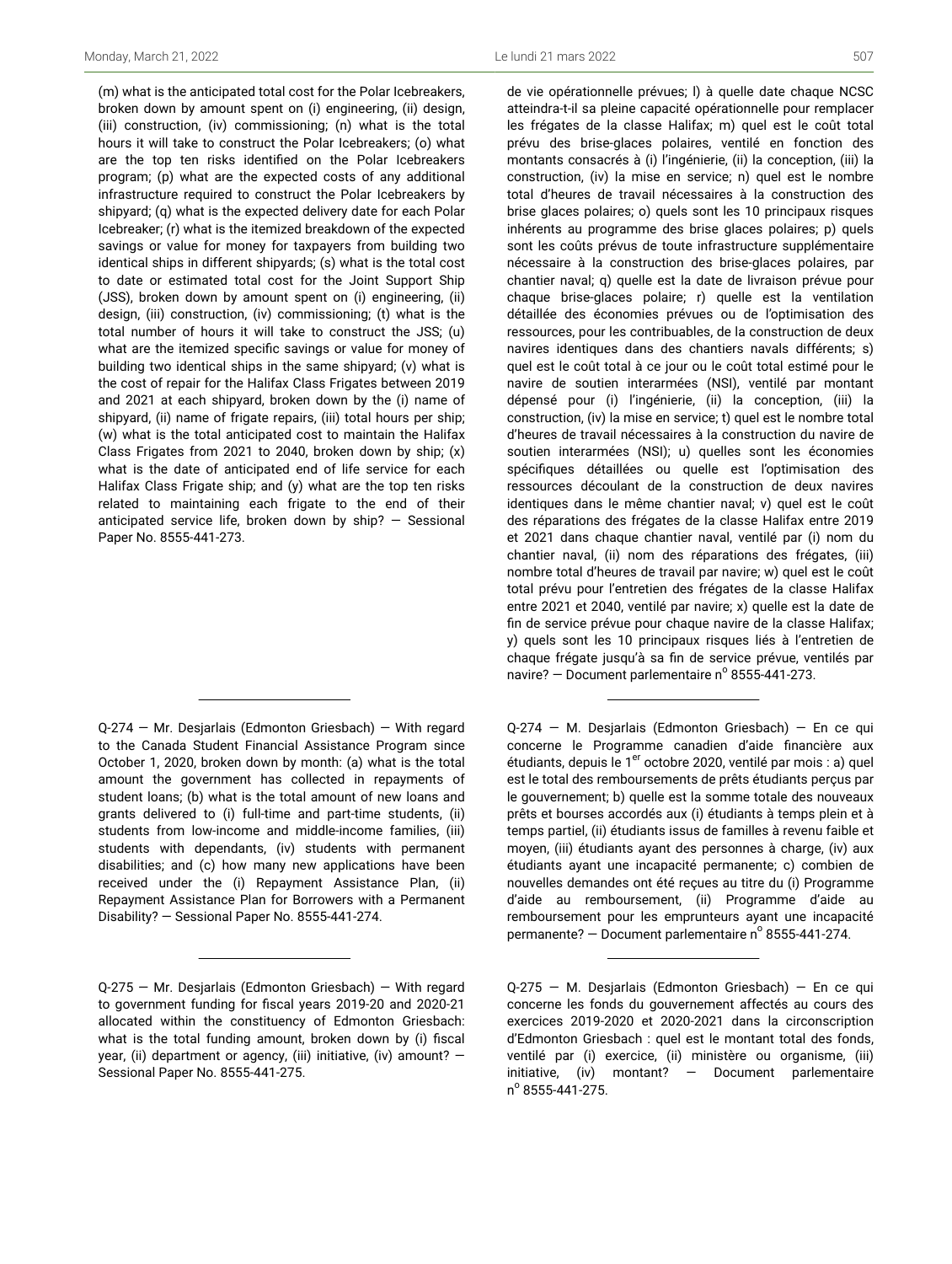(m) what is the anticipated total cost for the Polar Icebreakers, broken down by amount spent on (i) engineering, (ii) design, (iii) construction, (iv) commissioning; (n) what is the total hours it will take to construct the Polar Icebreakers; (o) what are the top ten risks identified on the Polar Icebreakers program; (p) what are the expected costs of any additional infrastructure required to construct the Polar Icebreakers by shipyard; (q) what is the expected delivery date for each Polar Icebreaker; (r) what is the itemized breakdown of the expected savings or value for money for taxpayers from building two identical ships in different shipyards; (s) what is the total cost to date or estimated total cost for the Joint Support Ship (JSS), broken down by amount spent on (i) engineering, (ii) design, (iii) construction, (iv) commissioning; (t) what is the total number of hours it will take to construct the JSS; (u) what are the itemized specific savings or value for money of building two identical ships in the same shipyard; (v) what is the cost of repair for the Halifax Class Frigates between 2019 and 2021 at each shipyard, broken down by the (i) name of shipyard, (ii) name of frigate repairs, (iii) total hours per ship; (w) what is the total anticipated cost to maintain the Halifax Class Frigates from 2021 to 2040, broken down by ship; (x) what is the date of anticipated end of life service for each Halifax Class Frigate ship; and (y) what are the top ten risks related to maintaining each frigate to the end of their anticipated service life, broken down by ship? — Sessional Paper No. 8555-441-273.

de vie opérationnelle prévues; l) à quelle date chaque NCSC atteindra-t-il sa pleine capacité opérationnelle pour remplacer les frégates de la classe Halifax; m) quel est le coût total prévu des brise-glaces polaires, ventilé en fonction des montants consacrés à (i) l'ingénierie, (ii) la conception, (iii) la construction, (iv) la mise en service; n) quel est le nombre total d'heures de travail nécessaires à la construction des brise glaces polaires; o) quels sont les 10 principaux risques inhérents au programme des brise glaces polaires; p) quels sont les coûts prévus de toute infrastructure supplémentaire nécessaire à la construction des brise-glaces polaires, par chantier naval; q) quelle est la date de livraison prévue pour chaque brise-glaces polaire; r) quelle est la ventilation détaillée des économies prévues ou de l'optimisation des ressources, pour les contribuables, de la construction de deux navires identiques dans des chantiers navals différents; s) quel est le coût total à ce jour ou le coût total estimé pour le navire de soutien interarmées (NSI), ventilé par montant dépensé pour (i) l'ingénierie, (ii) la conception, (iii) la construction, (iv) la mise en service; t) quel est le nombre total d'heures de travail nécessaires à la construction du navire de soutien interarmées (NSI); u) quelles sont les économies spécifiques détaillées ou quelle est l'optimisation des ressources découlant de la construction de deux navires identiques dans le même chantier naval; v) quel est le coût des réparations des frégates de la classe Halifax entre 2019 et 2021 dans chaque chantier naval, ventilé par (i) nom du chantier naval, (ii) nom des réparations des frégates, (iii) nombre total d'heures de travail par navire; w) quel est le coût total prévu pour l'entretien des frégates de la classe Halifax entre 2021 et 2040, ventilé par navire; x) quelle est la date de fin de service prévue pour chaque navire de la classe Halifax; y) quels sont les 10 principaux risques liés à l'entretien de chaque frégate jusqu'à sa fin de service prévue, ventilés par navire? — Document parlementaire n° 8555-441-273.

---

Q-274 — Mr. Desjarlais (Edmonton Griesbach) — With regard to the Canada Student Financial Assistance Program since October 1, 2020, broken down by month: (a) what is the total amount the government has collected in repayments of student loans; (b) what is the total amount of new loans and grants delivered to (i) full-time and part-time students, (ii) students from low-income and middle-income families, (iii) students with dependants, (iv) students with permanent disabilities; and (c) how many new applications have been received under the (i) Repayment Assistance Plan, (ii) Repayment Assistance Plan for Borrowers with a Permanent Disability? — Sessional Paper No. 8555-441-274.

Q-274 — M. Desjarlais (Edmonton Griesbach) — En ce qui concerne le Programme canadien d'aide financière aux étudiants, depuis le 1er octobre 2020, ventilé par mois : a) quel est le total des remboursements de prêts étudiants perçus par le gouvernement; b) quelle est la somme totale des nouveaux prêts et bourses accordés aux (i) étudiants à temps plein et à temps partiel, (ii) étudiants issus de familles à revenu faible et moyen, (iii) étudiants ayant des personnes à charge, (iv) aux étudiants ayant une incapacité permanente; c) combien de nouvelles demandes ont été reçues au titre du (i) Programme d'aide au remboursement, (ii) Programme d'aide au remboursement pour les emprunteurs ayant une incapacité permanente? — Document parlementaire n° 8555-441-274.

---

Q-275 — Mr. Desjarlais (Edmonton Griesbach) — With regard to government funding for fiscal years 2019-20 and 2020-21 allocated within the constituency of Edmonton Griesbach: what is the total funding amount, broken down by (i) fiscal year, (ii) department or agency, (iii) initiative, (iv) amount? — Sessional Paper No. 8555-441-275.

Q-275 — M. Desjarlais (Edmonton Griesbach) — En ce qui concerne les fonds du gouvernement affectés au cours des exercices 2019-2020 et 2020-2021 dans la circonscription d'Edmonton Griesbach : quel est le montant total des fonds, ventilé par (i) exercice, (ii) ministère ou organisme, (iii) initiative, (iv) montant? — Document parlementaire n° 8555-441-275.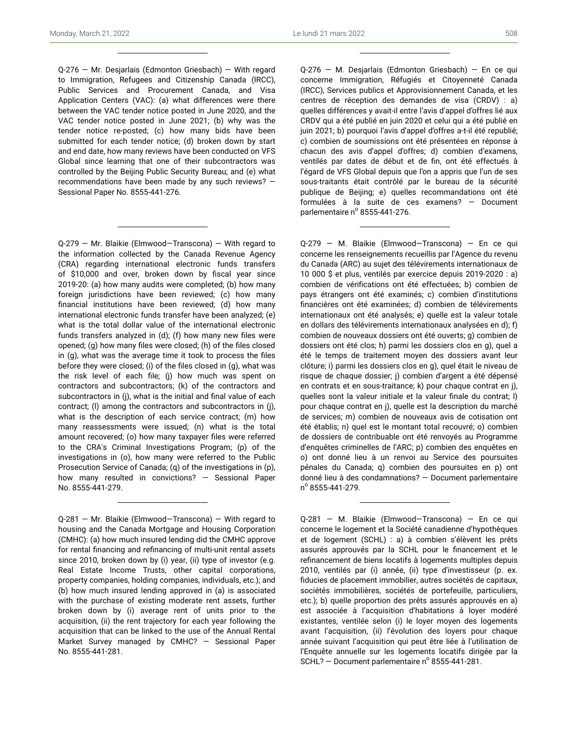Q-276 — Mr. Desjarlais (Edmonton Griesbach) — With regard to Immigration, Refugees and Citizenship Canada (IRCC), Public Services and Procurement Canada, and Visa Application Centers (VAC): (a) what differences were there between the VAC tender notice posted in June 2020, and the VAC tender notice posted in June 2021; (b) why was the tender notice re-posted; (c) how many bids have been submitted for each tender notice; (d) broken down by start and end date, how many reviews have been conducted on VFS Global since learning that one of their subcontractors was controlled by the Beijing Public Security Bureau; and (e) what recommendations have been made by any such reviews? — Sessional Paper No. 8555-441-276.

---

Q-279 — Mr. Blaikie (Elmwood—Transcona) — With regard to the information collected by the Canada Revenue Agency (CRA) regarding international electronic funds transfers of $10,000 and over, broken down by fiscal year since 2019-20: (a) how many audits were completed; (b) how many foreign jurisdictions have been reviewed; (c) how many financial institutions have been reviewed; (d) how many international electronic funds transfer have been analyzed; (e) what is the total dollar value of the international electronic funds transfers analyzed in (d); (f) how many new files were opened; (g) how many files were closed; (h) of the files closed in (g), what was the average time it took to process the files before they were closed; (i) of the files closed in (g), what was the risk level of each file; (j) how much was spent on contractors and subcontractors; (k) of the contractors and subcontractors in (j), what is the initial and final value of each contract; (l) among the contractors and subcontractors in (j), what is the description of each service contract; (m) how many reassessments were issued; (n) what is the total amount recovered; (o) how many taxpayer files were referred to the CRA's Criminal Investigations Program; (p) of the investigations in (o), how many were referred to the Public Prosecution Service of Canada; (q) of the investigations in (p), how many resulted in convictions? — Sessional Paper No. 8555-441-279.

---

Q-281 — Mr. Blaikie (Elmwood—Transcona) — With regard to housing and the Canada Mortgage and Housing Corporation (CMHC): (a) how much insured lending did the CMHC approve for rental financing and refinancing of multi-unit rental assets since 2010, broken down by (i) year, (ii) type of investor (e.g. Real Estate Income Trusts, other capital corporations, property companies, holding companies, individuals, etc.); and (b) how much insured lending approved in (a) is associated with the purchase of existing moderate rent assets, further broken down by (i) average rent of units prior to the acquisition, (ii) the rent trajectory for each year following the acquisition that can be linked to the use of the Annual Rental Market Survey managed by CMHC? — Sessional Paper No. 8555-441-281.

---

Q-276 — M. Desjarlais (Edmonton Griesbach) — En ce qui concerne Immigration, Réfugiés et Citoyenneté Canada (IRCC), Services publics et Approvisionnement Canada, et les centres de réception des demandes de visa (CRDV) : a) quelles différences y avait-il entre l'avis d'appel d'offres lié aux CRDV qui a été publié en juin 2020 et celui qui a été publié en juin 2021; b) pourquoi l'avis d'appel d'offres a-t-il été republié; c) combien de soumissions ont été présentées en réponse à chacun des avis d'appel d'offres; d) combien d'examens, ventilés par dates de début et de fin, ont été effectués à l'égard de VFS Global depuis que l'on a appris que l'un de ses sous-traitants était contrôlé par le bureau de la sécurité publique de Beijing; e) quelles recommandations ont été formulées à la suite de ces examens? — Document parlementaire n° 8555-441-276.

---

Q-279 — M. Blaikie (Elmwood—Transcona) — En ce qui concerne les renseignements recueillis par l'Agence du revenu du Canada (ARC) au sujet des télévirements internationaux de 10 000 $ et plus, ventilés par exercice depuis 2019-2020 : a) combien de vérifications ont été effectuées; b) combien de pays étrangers ont été examinés; c) combien d'institutions financières ont été examinées; d) combien de télévirements internationaux ont été analysés; e) quelle est la valeur totale en dollars des télévirements internationaux analysées en d); f) combien de nouveaux dossiers ont été ouverts; g) combien de dossiers ont été clos; h) parmi les dossiers clos en g), quel a été le temps de traitement moyen des dossiers avant leur clôture; i) parmi les dossiers clos en g), quel était le niveau de risque de chaque dossier; j) combien d'argent a été dépensé en contrats et en sous-traitance; k) pour chaque contrat en j), quelles sont la valeur initiale et la valeur finale du contrat; l) pour chaque contrat en j), quelle est la description du marché de services; m) combien de nouveaux avis de cotisation ont été établis; n) quel est le montant total recouvré; o) combien de dossiers de contribuable ont été renvoyés au Programme d'enquêtes criminelles de l'ARC; p) combien des enquêtes en o) ont donné lieu à un renvoi au Service des poursuites pénales du Canada; q) combien des poursuites en p) ont donné lieu à des condamnations? — Document parlementaire n° 8555-441-279.

---

Q-281 — M. Blaikie (Elmwood—Transcona) — En ce qui concerne le logement et la Société canadienne d'hypothèques et de logement (SCHL) : a) à combien s'élèvent les prêts assurés approuvés par la SCHL pour le financement et le refinancement de biens locatifs à logements multiples depuis 2010, ventilés par (i) année, (ii) type d'investisseur (p. ex. fiducies de placement immobilier, autres sociétés de capitaux, sociétés immobilières, sociétés de portefeuille, particuliers, etc.); b) quelle proportion des prêts assurés approuvés en a) est associée à l'acquisition d'habitations à loyer modéré existantes, ventilée selon (i) le loyer moyen des logements avant l'acquisition, (ii) l'évolution des loyers pour chaque année suivant l'acquisition qui peut être liée à l'utilisation de l'Enquête annuelle sur les logements locatifs dirigée par la SCHL? — Document parlementaire n° 8555-441-281.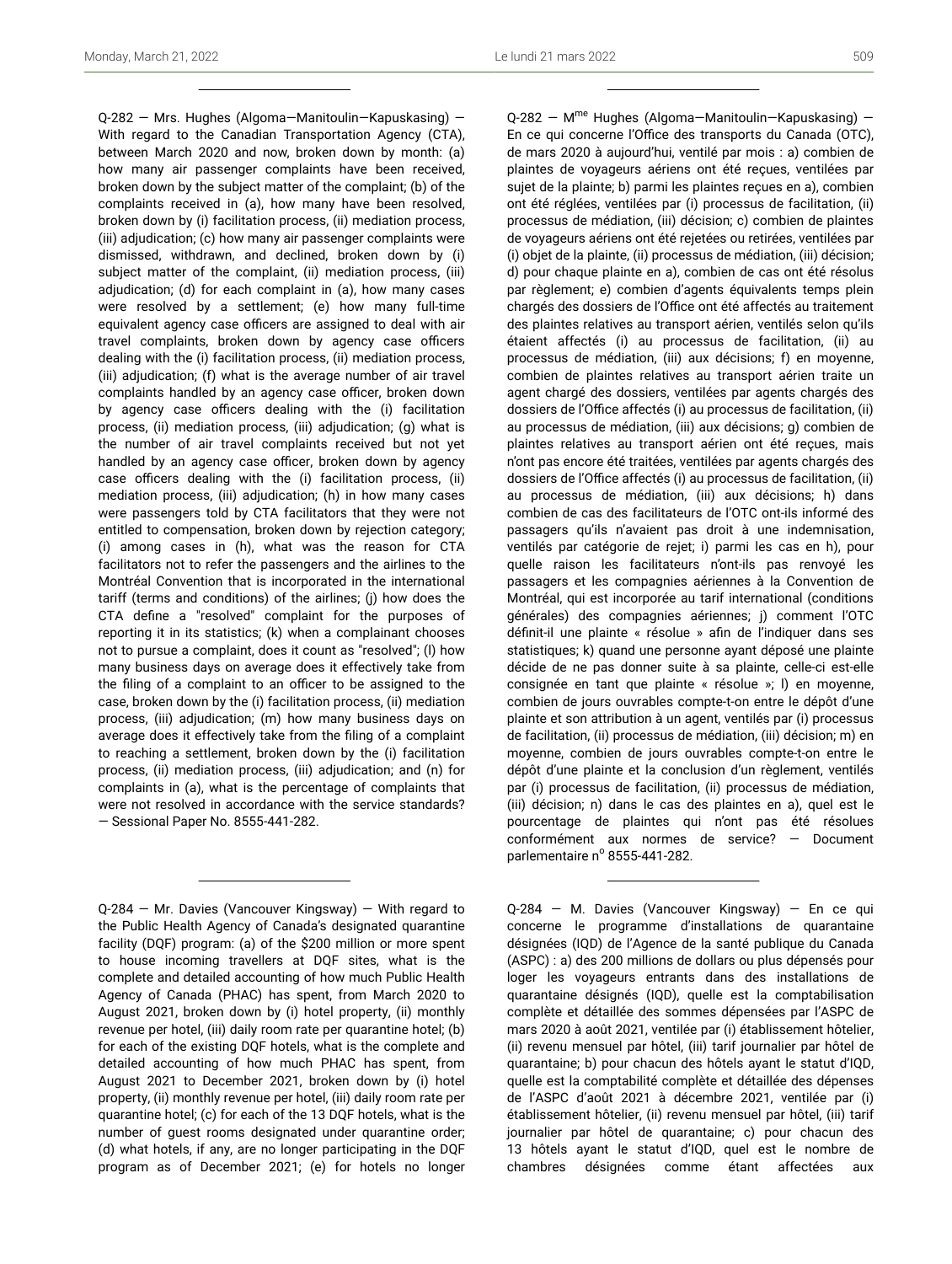Q-282 — Mrs. Hughes (Algoma—Manitoulin—Kapuskasing) — With regard to the Canadian Transportation Agency (CTA), between March 2020 and now, broken down by month: (a) how many air passenger complaints have been received, broken down by the subject matter of the complaint; (b) of the complaints received in (a), how many have been resolved, broken down by (i) facilitation process, (ii) mediation process, (iii) adjudication; (c) how many air passenger complaints were dismissed, withdrawn, and declined, broken down by (i) subject matter of the complaint, (ii) mediation process, (iii) adjudication; (d) for each complaint in (a), how many cases were resolved by a settlement; (e) how many full-time equivalent agency case officers are assigned to deal with air travel complaints, broken down by agency case officers dealing with the (i) facilitation process, (ii) mediation process, (iii) adjudication; (f) what is the average number of air travel complaints handled by an agency case officer, broken down by agency case officers dealing with the (i) facilitation process, (ii) mediation process, (iii) adjudication; (g) what is the number of air travel complaints received but not yet handled by an agency case officer, broken down by agency case officers dealing with the (i) facilitation process, (ii) mediation process, (iii) adjudication; (h) in how many cases were passengers told by CTA facilitators that they were not entitled to compensation, broken down by rejection category; (i) among cases in (h), what was the reason for CTA facilitators not to refer the passengers and the airlines to the Montréal Convention that is incorporated in the international tariff (terms and conditions) of the airlines; (j) how does the CTA define a "resolved" complaint for the purposes of reporting it in its statistics; (k) when a complainant chooses not to pursue a complaint, does it count as "resolved"; (l) how many business days on average does it effectively take from the filing of a complaint to an officer to be assigned to the case, broken down by the (i) facilitation process, (ii) mediation process, (iii) adjudication; (m) how many business days on average does it effectively take from the filing of a complaint to reaching a settlement, broken down by the (i) facilitation process, (ii) mediation process, (iii) adjudication; and (n) for complaints in (a), what is the percentage of complaints that were not resolved in accordance with the service standards? — Sessional Paper No. 8555-441-282.

Q-282 — M[me] Hughes (Algoma—Manitoulin—Kapuskasing) — En ce qui concerne l'Office des transports du Canada (OTC), de mars 2020 à aujourd'hui, ventilé par mois : a) combien de plaintes de voyageurs aériens ont été reçues, ventilées par sujet de la plainte; b) parmi les plaintes reçues en a), combien ont été réglées, ventilées par (i) processus de facilitation, (ii) processus de médiation, (iii) décision; c) combien de plaintes de voyageurs aériens ont été rejetées ou retirées, ventilées par (i) objet de la plainte, (ii) processus de médiation, (iii) décision; d) pour chaque plainte en a), combien de cas ont été résolus par règlement; e) combien d'agents équivalents temps plein chargés des dossiers de l'Office ont été affectés au traitement des plaintes relatives au transport aérien, ventilés selon qu'ils étaient affectés (i) au processus de facilitation, (ii) au processus de médiation, (iii) aux décisions; f) en moyenne, combien de plaintes relatives au transport aérien traite un agent chargé des dossiers, ventilées par agents chargés des dossiers de l'Office affectés (i) au processus de facilitation, (ii) au processus de médiation, (iii) aux décisions; g) combien de plaintes relatives au transport aérien ont été reçues, mais n'ont pas encore été traitées, ventilées par agents chargés des dossiers de l'Office affectés (i) au processus de facilitation, (ii) au processus de médiation, (iii) aux décisions; h) dans combien de cas des facilitateurs de l'OTC ont-ils informé des passagers qu'ils n'avaient pas droit à une indemnisation, ventilés par catégorie de rejet; i) parmi les cas en h), pour quelle raison les facilitateurs n'ont-ils pas renvoyé les passagers et les compagnies aériennes à la Convention de Montréal, qui est incorporée au tarif international (conditions générales) des compagnies aériennes; j) comment l'OTC définit-il une plainte « résolue » afin de l'indiquer dans ses statistiques; k) quand une personne ayant déposé une plainte décide de ne pas donner suite à sa plainte, celle-ci est-elle consignée en tant que plainte « résolue »; l) en moyenne, combien de jours ouvrables compte-t-on entre le dépôt d'une plainte et son attribution à un agent, ventilés par (i) processus de facilitation, (ii) processus de médiation, (iii) décision; m) en moyenne, combien de jours ouvrables compte-t-on entre le dépôt d'une plainte et la conclusion d'un règlement, ventilés par (i) processus de facilitation, (ii) processus de médiation, (iii) décision; n) dans le cas des plaintes en a), quel est le pourcentage de plaintes qui n'ont pas été résolues conformément aux normes de service? — Document parlementaire n[o] 8555-441-282.

Q-284 — Mr. Davies (Vancouver Kingsway) — With regard to the Public Health Agency of Canada's designated quarantine facility (DQF) program: (a) of the $200 million or more spent to house incoming travellers at DQF sites, what is the complete and detailed accounting of how much Public Health Agency of Canada (PHAC) has spent, from March 2020 to August 2021, broken down by (i) hotel property, (ii) monthly revenue per hotel, (iii) daily room rate per quarantine hotel; (b) for each of the existing DQF hotels, what is the complete and detailed accounting of how much PHAC has spent, from August 2021 to December 2021, broken down by (i) hotel property, (ii) monthly revenue per hotel, (iii) daily room rate per quarantine hotel; (c) for each of the 13 DQF hotels, what is the number of guest rooms designated under quarantine order; (d) what hotels, if any, are no longer participating in the DQF program as of December 2021; (e) for hotels no longer

Q-284 — M. Davies (Vancouver Kingsway) — En ce qui concerne le programme d'installations de quarantaine désignées (IQD) de l'Agence de la santé publique du Canada (ASPC) : a) des 200 millions de dollars ou plus dépensés pour loger les voyageurs entrants dans des installations de quarantaine désignés (IQD), quelle est la comptabilisation complète et détaillée des sommes dépensées par l'ASPC de mars 2020 à août 2021, ventilée par (i) établissement hôtelier, (ii) revenu mensuel par hôtel, (iii) tarif journalier par hôtel de quarantaine; b) pour chacun des hôtels ayant le statut d'IQD, quelle est la comptabilité complète et détaillée des dépenses de l'ASPC d'août 2021 à décembre 2021, ventilée par (i) établissement hôtelier, (ii) revenu mensuel par hôtel, (iii) tarif journalier par hôtel de quarantaine; c) pour chacun des 13 hôtels ayant le statut d'IQD, quel est le nombre de chambres désignées comme étant affectées aux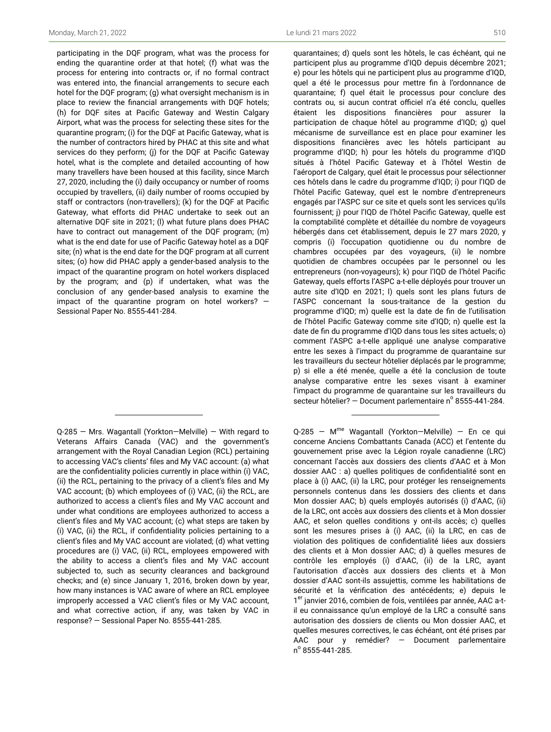participating in the DQF program, what was the process for ending the quarantine order at that hotel; (f) what was the process for entering into contracts or, if no formal contract was entered into, the financial arrangements to secure each hotel for the DQF program; (g) what oversight mechanism is in place to review the financial arrangements with DQF hotels; (h) for DQF sites at Pacific Gateway and Westin Calgary Airport, what was the process for selecting these sites for the quarantine program; (i) for the DQF at Pacific Gateway, what is the number of contractors hired by PHAC at this site and what services do they perform; (j) for the DQF at Pacific Gateway hotel, what is the complete and detailed accounting of how many travellers have been housed at this facility, since March 27, 2020, including the (i) daily occupancy or number of rooms occupied by travellers, (ii) daily number of rooms occupied by staff or contractors (non-travellers); (k) for the DQF at Pacific Gateway, what efforts did PHAC undertake to seek out an alternative DQF site in 2021; (l) what future plans does PHAC have to contract out management of the DQF program; (m) what is the end date for use of Pacific Gateway hotel as a DQF site; (n) what is the end date for the DQF program at all current sites; (o) how did PHAC apply a gender-based analysis to the impact of the quarantine program on hotel workers displaced by the program; and (p) if undertaken, what was the conclusion of any gender-based analysis to examine the impact of the quarantine program on hotel workers? — Sessional Paper No. 8555-441-284.

quarantaines; d) quels sont les hôtels, le cas échéant, qui ne participent plus au programme d'IQD depuis décembre 2021; e) pour les hôtels qui ne participent plus au programme d'IQD, quel a été le processus pour mettre fin à l'ordonnance de quarantaine; f) quel était le processus pour conclure des contrats ou, si aucun contrat officiel n'a été conclu, quelles étaient les dispositions financières pour assurer la participation de chaque hôtel au programme d'IQD; g) quel mécanisme de surveillance est en place pour examiner les dispositions financières avec les hôtels participant au programme d'IQD; h) pour les hôtels du programme d'IQD situés à l'hôtel Pacific Gateway et à l'hôtel Westin de l'aéroport de Calgary, quel était le processus pour sélectionner ces hôtels dans le cadre du programme d'IQD; i) pour l'IQD de l'hôtel Pacific Gateway, quel est le nombre d'entrepreneurs engagés par l'ASPC sur ce site et quels sont les services qu'ils fournissent; j) pour l'IQD de l'hôtel Pacific Gateway, quelle est la comptabilité complète et détaillée du nombre de voyageurs hébergés dans cet établissement, depuis le 27 mars 2020, y compris (i) l'occupation quotidienne ou du nombre de chambres occupées par des voyageurs, (ii) le nombre quotidien de chambres occupées par le personnel ou les entrepreneurs (non-voyageurs); k) pour l'IQD de l'hôtel Pacific Gateway, quels efforts l'ASPC a-t-elle déployés pour trouver un autre site d'IQD en 2021; l) quels sont les plans futurs de l'ASPC concernant la sous-traitance de la gestion du programme d'IQD; m) quelle est la date de fin de l'utilisation de l'hôtel Pacific Gateway comme site d'IQD; n) quelle est la date de fin du programme d'IQD dans tous les sites actuels; o) comment l'ASPC a-t-elle appliqué une analyse comparative entre les sexes à l'impact du programme de quarantaine sur les travailleurs du secteur hôtelier déplacés par le programme; p) si elle a été menée, quelle a été la conclusion de toute analyse comparative entre les sexes visant à examiner l'impact du programme de quarantaine sur les travailleurs du secteur hôtelier? — Document parlementaire n° 8555-441-284.

---

Q-285 — Mrs. Wagantall (Yorkton—Melville) — With regard to Veterans Affairs Canada (VAC) and the government's arrangement with the Royal Canadian Legion (RCL) pertaining to accessing VAC's clients' files and My VAC account: (a) what are the confidentiality policies currently in place within (i) VAC, (ii) the RCL, pertaining to the privacy of a client's files and My VAC account; (b) which employees of (i) VAC, (ii) the RCL, are authorized to access a client's files and My VAC account and under what conditions are employees authorized to access a client's files and My VAC account; (c) what steps are taken by (i) VAC, (ii) the RCL, if confidentiality policies pertaining to a client's files and My VAC account are violated; (d) what vetting procedures are (i) VAC, (ii) RCL, employees empowered with the ability to access a client's files and My VAC account subjected to, such as security clearances and background checks; and (e) since January 1, 2016, broken down by year, how many instances is VAC aware of where an RCL employee improperly accessed a VAC client's files or My VAC account, and what corrective action, if any, was taken by VAC in response? — Sessional Paper No. 8555-441-285.

Q-285 — Mme Wagantall (Yorkton—Melville) — En ce qui concerne Anciens Combattants Canada (ACC) et l'entente du gouvernement prise avec la Légion royale canadienne (LRC) concernant l'accès aux dossiers des clients d'AAC et à Mon dossier AAC : a) quelles politiques de confidentialité sont en place à (i) AAC, (ii) la LRC, pour protéger les renseignements personnels contenus dans les dossiers des clients et dans Mon dossier AAC; b) quels employés autorisés (i) d'AAC, (ii) de la LRC, ont accès aux dossiers des clients et à Mon dossier AAC, et selon quelles conditions y ont-ils accès; c) quelles sont les mesures prises à (i) AAC, (ii) la LRC, en cas de violation des politiques de confidentialité liées aux dossiers des clients et à Mon dossier AAC; d) à quelles mesures de contrôle les employés (i) d'AAC, (ii) de la LRC, ayant l'autorisation d'accès aux dossiers des clients et à Mon dossier d'AAC sont-ils assujettis, comme les habilitations de sécurité et la vérification des antécédents; e) depuis le 1er janvier 2016, combien de fois, ventilées par année, AAC a-t-il eu connaissance qu'un employé de la LRC a consulté sans autorisation des dossiers de clients ou Mon dossier AAC, et quelles mesures correctives, le cas échéant, ont été prises par AAC pour y remédier? — Document parlementaire n° 8555-441-285.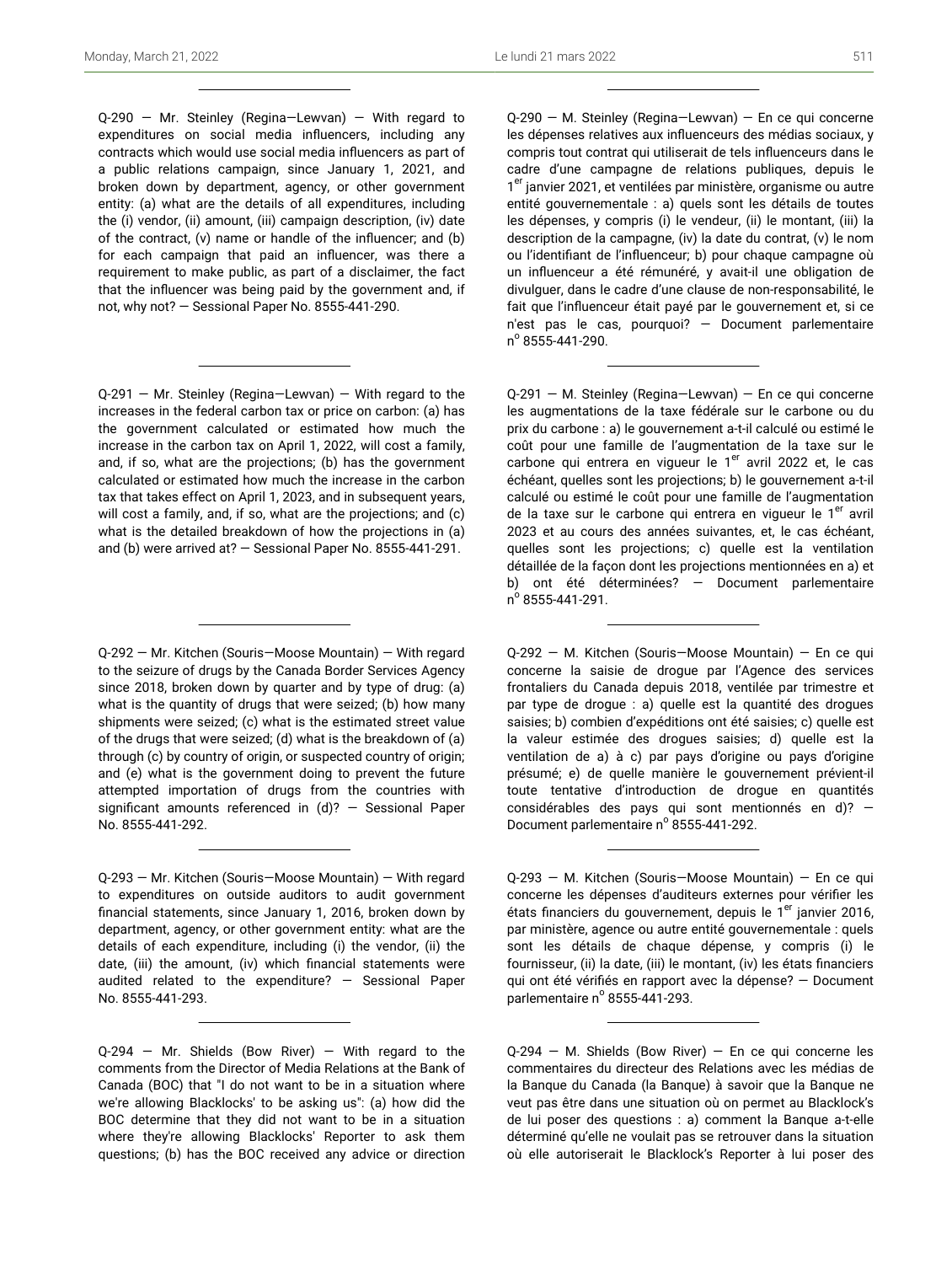Q-290 — Mr. Steinley (Regina—Lewvan) — With regard to expenditures on social media influencers, including any contracts which would use social media influencers as part of a public relations campaign, since January 1, 2021, and broken down by department, agency, or other government entity: (a) what are the details of all expenditures, including the (i) vendor, (ii) amount, (iii) campaign description, (iv) date of the contract, (v) name or handle of the influencer; and (b) for each campaign that paid an influencer, was there a requirement to make public, as part of a disclaimer, the fact that the influencer was being paid by the government and, if not, why not? — Sessional Paper No. 8555-441-290.

Q-290 — M. Steinley (Regina—Lewvan) — En ce qui concerne les dépenses relatives aux influenceurs des médias sociaux, y compris tout contrat qui utiliserait de tels influenceurs dans le cadre d'une campagne de relations publiques, depuis le 1er janvier 2021, et ventilées par ministère, organisme ou autre entité gouvernementale : a) quels sont les détails de toutes les dépenses, y compris (i) le vendeur, (ii) le montant, (iii) la description de la campagne, (iv) la date du contrat, (v) le nom ou l'identifiant de l'influenceur; b) pour chaque campagne où un influenceur a été rémunéré, y avait-il une obligation de divulguer, dans le cadre d'une clause de non-responsabilité, le fait que l'influenceur était payé par le gouvernement et, si ce n'est pas le cas, pourquoi? — Document parlementaire no 8555-441-290.

---

Q-291 — Mr. Steinley (Regina—Lewvan) — With regard to the increases in the federal carbon tax or price on carbon: (a) has the government calculated or estimated how much the increase in the carbon tax on April 1, 2022, will cost a family, and, if so, what are the projections; (b) has the government calculated or estimated how much the increase in the carbon tax that takes effect on April 1, 2023, and in subsequent years, will cost a family, and, if so, what are the projections; and (c) what is the detailed breakdown of how the projections in (a) and (b) were arrived at? — Sessional Paper No. 8555-441-291.

Q-291 — M. Steinley (Regina—Lewvan) — En ce qui concerne les augmentations de la taxe fédérale sur le carbone ou du prix du carbone : a) le gouvernement a-t-il calculé ou estimé le coût pour une famille de l'augmentation de la taxe sur le carbone qui entrera en vigueur le 1er avril 2022 et, le cas échéant, quelles sont les projections; b) le gouvernement a-t-il calculé ou estimé le coût pour une famille de l'augmentation de la taxe sur le carbone qui entrera en vigueur le 1er avril 2023 et au cours des années suivantes, et, le cas échéant, quelles sont les projections; c) quelle est la ventilation détaillée de la façon dont les projections mentionnées en a) et b) ont été déterminées? — Document parlementaire no 8555-441-291.

---

Q-292 — Mr. Kitchen (Souris—Moose Mountain) — With regard to the seizure of drugs by the Canada Border Services Agency since 2018, broken down by quarter and by type of drug: (a) what is the quantity of drugs that were seized; (b) how many shipments were seized; (c) what is the estimated street value of the drugs that were seized; (d) what is the breakdown of (a) through (c) by country of origin, or suspected country of origin; and (e) what is the government doing to prevent the future attempted importation of drugs from the countries with significant amounts referenced in (d)? — Sessional Paper No. 8555-441-292.

Q-292 — M. Kitchen (Souris—Moose Mountain) — En ce qui concerne la saisie de drogue par l'Agence des services frontaliers du Canada depuis 2018, ventilée par trimestre et par type de drogue : a) quelle est la quantité des drogues saisies; b) combien d'expéditions ont été saisies; c) quelle est la valeur estimée des drogues saisies; d) quelle est la ventilation de a) à c) par pays d'origine ou pays d'origine présumé; e) de quelle manière le gouvernement prévient-il toute tentative d'introduction de drogue en quantités considérables des pays qui sont mentionnés en d)? — Document parlementaire no 8555-441-292.

---

Q-293 — Mr. Kitchen (Souris—Moose Mountain) — With regard to expenditures on outside auditors to audit government financial statements, since January 1, 2016, broken down by department, agency, or other government entity: what are the details of each expenditure, including (i) the vendor, (ii) the date, (iii) the amount, (iv) which financial statements were audited related to the expenditure? — Sessional Paper No. 8555-441-293.

Q-293 — M. Kitchen (Souris—Moose Mountain) — En ce qui concerne les dépenses d'auditeurs externes pour vérifier les états financiers du gouvernement, depuis le 1er janvier 2016, par ministère, agence ou autre entité gouvernementale : quels sont les détails de chaque dépense, y compris (i) le fournisseur, (ii) la date, (iii) le montant, (iv) les états financiers qui ont été vérifiés en rapport avec la dépense? — Document parlementaire no 8555-441-293.

---

Q-294 — Mr. Shields (Bow River) — With regard to the comments from the Director of Media Relations at the Bank of Canada (BOC) that "I do not want to be in a situation where we're allowing Blacklocks' to be asking us": (a) how did the BOC determine that they did not want to be in a situation where they're allowing Blacklocks' Reporter to ask them questions; (b) has the BOC received any advice or direction

Q-294 — M. Shields (Bow River) — En ce qui concerne les commentaires du directeur des Relations avec les médias de la Banque du Canada (la Banque) à savoir que la Banque ne veut pas être dans une situation où on permet au Blacklock's de lui poser des questions : a) comment la Banque a-t-elle déterminé qu'elle ne voulait pas se retrouver dans la situation où elle autoriserait le Blacklock's Reporter à lui poser des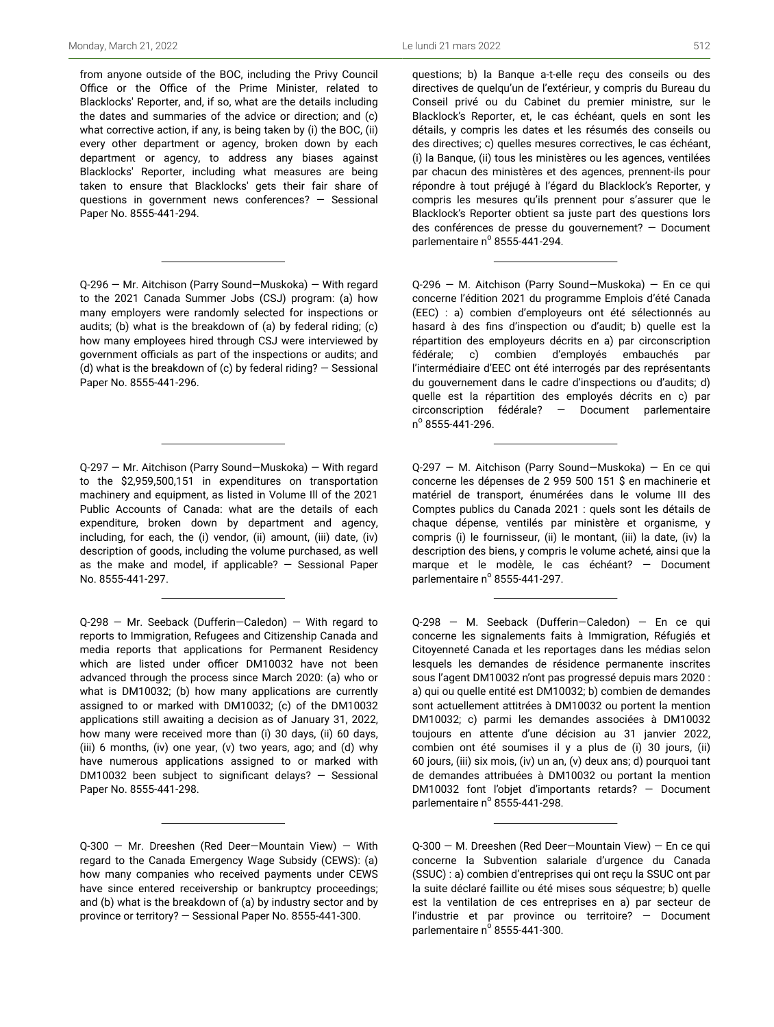from anyone outside of the BOC, including the Privy Council Office or the Office of the Prime Minister, related to Blacklocks' Reporter, and, if so, what are the details including the dates and summaries of the advice or direction; and (c) what corrective action, if any, is being taken by (i) the BOC, (ii) every other department or agency, broken down by each department or agency, to address any biases against Blacklocks' Reporter, including what measures are being taken to ensure that Blacklocks' gets their fair share of questions in government news conferences? — Sessional Paper No. 8555-441-294.

questions; b) la Banque a-t-elle reçu des conseils ou des directives de quelqu'un de l'extérieur, y compris du Bureau du Conseil privé ou du Cabinet du premier ministre, sur le Blacklock's Reporter, et, le cas échéant, quels en sont les détails, y compris les dates et les résumés des conseils ou des directives; c) quelles mesures correctives, le cas échéant, (i) la Banque, (ii) tous les ministères ou les agences, ventilées par chacun des ministères et des agences, prennent-ils pour répondre à tout préjugé à l'égard du Blacklock's Reporter, y compris les mesures qu'ils prennent pour s'assurer que le Blacklock's Reporter obtient sa juste part des questions lors des conférences de presse du gouvernement? — Document parlementaire n° 8555-441-294.

---

Q-296 — Mr. Aitchison (Parry Sound—Muskoka) — With regard to the 2021 Canada Summer Jobs (CSJ) program: (a) how many employers were randomly selected for inspections or audits; (b) what is the breakdown of (a) by federal riding; (c) how many employees hired through CSJ were interviewed by government officials as part of the inspections or audits; and (d) what is the breakdown of (c) by federal riding? — Sessional Paper No. 8555-441-296.

Q-296 — M. Aitchison (Parry Sound—Muskoka) — En ce qui concerne l'édition 2021 du programme Emplois d'été Canada (EEC) : a) combien d'employeurs ont été sélectionnés au hasard à des fins d'inspection ou d'audit; b) quelle est la répartition des employeurs décrits en a) par circonscription fédérale; c) combien d'employés embauchés par l'intermédiaire d'EEC ont été interrogés par des représentants du gouvernement dans le cadre d'inspections ou d'audits; d) quelle est la répartition des employés décrits en c) par circonscription fédérale? — Document parlementaire n° 8555-441-296.

---

Q-297 — Mr. Aitchison (Parry Sound—Muskoka) — With regard to the $2,959,500,151 in expenditures on transportation machinery and equipment, as listed in Volume III of the 2021 Public Accounts of Canada: what are the details of each expenditure, broken down by department and agency, including, for each, the (i) vendor, (ii) amount, (iii) date, (iv) description of goods, including the volume purchased, as well as the make and model, if applicable? — Sessional Paper No. 8555-441-297.

Q-297 — M. Aitchison (Parry Sound—Muskoka) — En ce qui concerne les dépenses de 2 959 500 151 $ en machinerie et matériel de transport, énumérées dans le volume III des Comptes publics du Canada 2021 : quels sont les détails de chaque dépense, ventilés par ministère et organisme, y compris (i) le fournisseur, (ii) le montant, (iii) la date, (iv) la description des biens, y compris le volume acheté, ainsi que la marque et le modèle, le cas échéant? — Document parlementaire n° 8555-441-297.

---

Q-298 — Mr. Seeback (Dufferin—Caledon) — With regard to reports to Immigration, Refugees and Citizenship Canada and media reports that applications for Permanent Residency which are listed under officer DM10032 have not been advanced through the process since March 2020: (a) who or what is DM10032; (b) how many applications are currently assigned to or marked with DM10032; (c) of the DM10032 applications still awaiting a decision as of January 31, 2022, how many were received more than (i) 30 days, (ii) 60 days, (iii) 6 months, (iv) one year, (v) two years, ago; and (d) why have numerous applications assigned to or marked with DM10032 been subject to significant delays? — Sessional Paper No. 8555-441-298.

Q-298 — M. Seeback (Dufferin—Caledon) — En ce qui concerne les signalements faits à Immigration, Réfugiés et Citoyenneté Canada et les reportages dans les médias selon lesquels les demandes de résidence permanente inscrites sous l'agent DM10032 n'ont pas progressé depuis mars 2020 : a) qui ou quelle entité est DM10032; b) combien de demandes sont actuellement attitrées à DM10032 ou portent la mention DM10032; c) parmi les demandes associées à DM10032 toujours en attente d'une décision au 31 janvier 2022, combien ont été soumises il y a plus de (i) 30 jours, (ii) 60 jours, (iii) six mois, (iv) un an, (v) deux ans; d) pourquoi tant de demandes attribuées à DM10032 ou portant la mention DM10032 font l'objet d'importants retards? — Document parlementaire n° 8555-441-298.

---

Q-300 — Mr. Dreeshen (Red Deer—Mountain View) — With regard to the Canada Emergency Wage Subsidy (CEWS): (a) how many companies who received payments under CEWS have since entered receivership or bankruptcy proceedings; and (b) what is the breakdown of (a) by industry sector and by province or territory? — Sessional Paper No. 8555-441-300.

Q-300 — M. Dreeshen (Red Deer—Mountain View) — En ce qui concerne la Subvention salariale d'urgence du Canada (SSUC) : a) combien d'entreprises qui ont reçu la SSUC ont par la suite déclaré faillite ou été mises sous séquestre; b) quelle est la ventilation de ces entreprises en a) par secteur de l'industrie et par province ou territoire? — Document parlementaire n° 8555-441-300.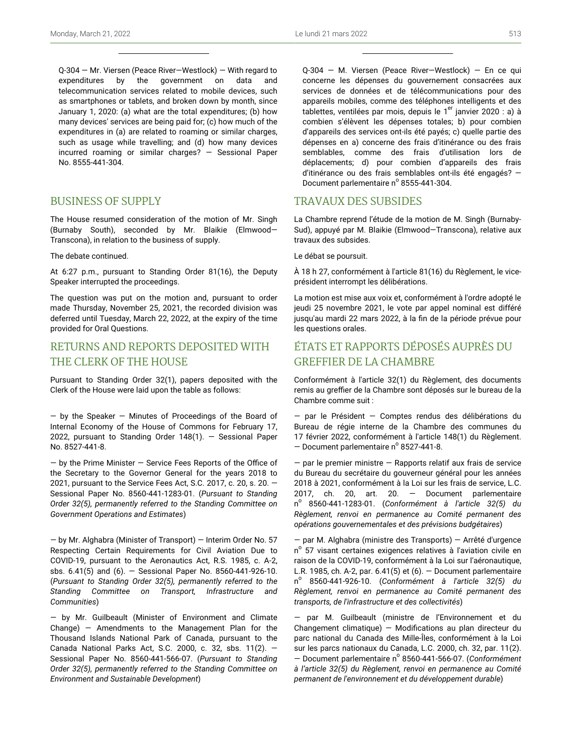Q-304 — Mr. Viersen (Peace River—Westlock) — With regard to expenditures by the government on data and telecommunication services related to mobile devices, such as smartphones or tablets, and broken down by month, since January 1, 2020: (a) what are the total expenditures; (b) how many devices' services are being paid for; (c) how much of the expenditures in (a) are related to roaming or similar charges, such as usage while travelling; and (d) how many devices incurred roaming or similar charges? — Sessional Paper No. 8555-441-304.

Q-304 — M. Viersen (Peace River—Westlock) — En ce qui concerne les dépenses du gouvernement consacrées aux services de données et de télécommunications pour des appareils mobiles, comme des téléphones intelligents et des tablettes, ventilées par mois, depuis le 1er janvier 2020 : a) à combien s'élèvent les dépenses totales; b) pour combien d'appareils des services ont-ils été payés; c) quelle partie des dépenses en a) concerne des frais d'itinérance ou des frais semblables, comme des frais d'utilisation lors de déplacements; d) pour combien d'appareils des frais d'itinérance ou des frais semblables ont-ils été engagés? — Document parlementaire no 8555-441-304.

## BUSINESS OF SUPPLY

The House resumed consideration of the motion of Mr. Singh (Burnaby South), seconded by Mr. Blaikie (Elmwood—Transcona), in relation to the business of supply.

The debate continued.

At 6:27 p.m., pursuant to Standing Order 81(16), the Deputy Speaker interrupted the proceedings.

The question was put on the motion and, pursuant to order made Thursday, November 25, 2021, the recorded division was deferred until Tuesday, March 22, 2022, at the expiry of the time provided for Oral Questions.

## TRAVAUX DES SUBSIDES

La Chambre reprend l'étude de la motion de M. Singh (Burnaby-Sud), appuyé par M. Blaikie (Elmwood—Transcona), relative aux travaux des subsides.

Le débat se poursuit.

À 18 h 27, conformément à l'article 81(16) du Règlement, le vice-président interrompt les délibérations.

La motion est mise aux voix et, conformément à l'ordre adopté le jeudi 25 novembre 2021, le vote par appel nominal est différé jusqu'au mardi 22 mars 2022, à la fin de la période prévue pour les questions orales.

## RETURNS AND REPORTS DEPOSITED WITH THE CLERK OF THE HOUSE

Pursuant to Standing Order 32(1), papers deposited with the Clerk of the House were laid upon the table as follows:

— by the Speaker — Minutes of Proceedings of the Board of Internal Economy of the House of Commons for February 17, 2022, pursuant to Standing Order 148(1). — Sessional Paper No. 8527-441-8.

— by the Prime Minister — Service Fees Reports of the Office of the Secretary to the Governor General for the years 2018 to 2021, pursuant to the Service Fees Act, S.C. 2017, c. 20, s. 20. — Sessional Paper No. 8560-441-1283-01. (*Pursuant to Standing Order 32(5), permanently referred to the Standing Committee on Government Operations and Estimates*)

— by Mr. Alghabra (Minister of Transport) — Interim Order No. 57 Respecting Certain Requirements for Civil Aviation Due to COVID-19, pursuant to the Aeronautics Act, R.S. 1985, c. A-2, sbs. 6.41(5) and (6). — Sessional Paper No. 8560-441-926-10. (*Pursuant to Standing Order 32(5), permanently referred to the Standing Committee on Transport, Infrastructure and Communities*)

— by Mr. Guilbeault (Minister of Environment and Climate Change) — Amendments to the Management Plan for the Thousand Islands National Park of Canada, pursuant to the Canada National Parks Act, S.C. 2000, c. 32, sbs. 11(2). — Sessional Paper No. 8560-441-566-07. (*Pursuant to Standing Order 32(5), permanently referred to the Standing Committee on Environment and Sustainable Development*)

## ÉTATS ET RAPPORTS DÉPOSÉS AUPRÈS DU GREFFIER DE LA CHAMBRE

Conformément à l'article 32(1) du Règlement, des documents remis au greffier de la Chambre sont déposés sur le bureau de la Chambre comme suit :

— par le Président — Comptes rendus des délibérations du Bureau de régie interne de la Chambre des communes du 17 février 2022, conformément à l'article 148(1) du Règlement. — Document parlementaire no 8527-441-8.

— par le premier ministre — Rapports relatif aux frais de service du Bureau du secrétaire du gouverneur général pour les années 2018 à 2021, conformément à la Loi sur les frais de service, L.C. 2017, ch. 20, art. 20. — Document parlementaire no 8560-441-1283-01. (*Conformément à l'article 32(5) du Règlement, renvoi en permanence au Comité permanent des opérations gouvernementales et des prévisions budgétaires*)

— par M. Alghabra (ministre des Transports) — Arrêté d'urgence no 57 visant certaines exigences relatives à l'aviation civile en raison de la COVID-19, conformément à la Loi sur l'aéronautique, L.R. 1985, ch. A-2, par. 6.41(5) et (6). — Document parlementaire no 8560-441-926-10. (*Conformément à l'article 32(5) du Règlement, renvoi en permanence au Comité permanent des transports, de l'infrastructure et des collectivités*)

— par M. Guilbeault (ministre de l'Environnement et du Changement climatique) — Modifications au plan directeur du parc national du Canada des Mille-Îles, conformément à la Loi sur les parcs nationaux du Canada, L.C. 2000, ch. 32, par. 11(2). — Document parlementaire no 8560-441-566-07. (*Conformément à l'article 32(5) du Règlement, renvoi en permanence au Comité permanent de l'environnement et du développement durable*)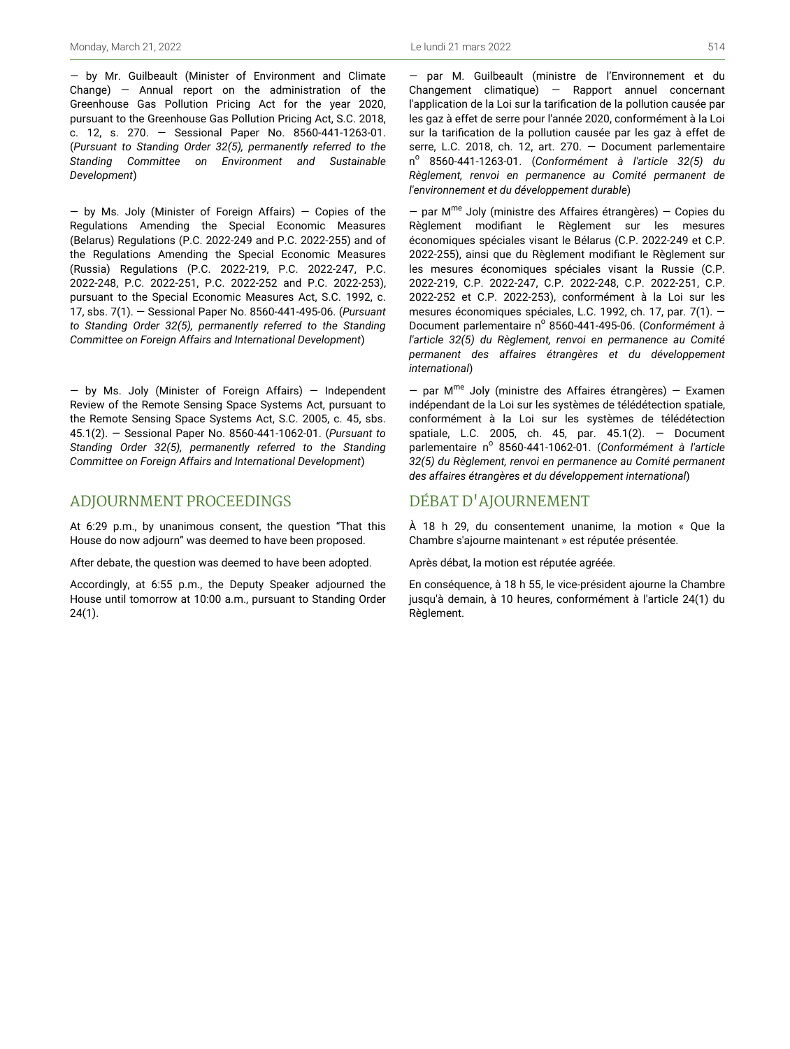— by Mr. Guilbeault (Minister of Environment and Climate Change) — Annual report on the administration of the Greenhouse Gas Pollution Pricing Act for the year 2020, pursuant to the Greenhouse Gas Pollution Pricing Act, S.C. 2018, c. 12, s. 270. — Sessional Paper No. 8560-441-1263-01. (*Pursuant to Standing Order 32(5), permanently referred to the Standing Committee on Environment and Sustainable Development*)

— by Ms. Joly (Minister of Foreign Affairs) — Copies of the Regulations Amending the Special Economic Measures (Belarus) Regulations (P.C. 2022-249 and P.C. 2022-255) and of the Regulations Amending the Special Economic Measures (Russia) Regulations (P.C. 2022-219, P.C. 2022-247, P.C. 2022-248, P.C. 2022-251, P.C. 2022-252 and P.C. 2022-253), pursuant to the Special Economic Measures Act, S.C. 1992, c. 17, sbs. 7(1). — Sessional Paper No. 8560-441-495-06. (*Pursuant to Standing Order 32(5), permanently referred to the Standing Committee on Foreign Affairs and International Development*)

— by Ms. Joly (Minister of Foreign Affairs) — Independent Review of the Remote Sensing Space Systems Act, pursuant to the Remote Sensing Space Systems Act, S.C. 2005, c. 45, sbs. 45.1(2). — Sessional Paper No. 8560-441-1062-01. (*Pursuant to Standing Order 32(5), permanently referred to the Standing Committee on Foreign Affairs and International Development*)

## ADJOURNMENT PROCEEDINGS

At 6:29 p.m., by unanimous consent, the question "That this House do now adjourn" was deemed to have been proposed.

After debate, the question was deemed to have been adopted.

Accordingly, at 6:55 p.m., the Deputy Speaker adjourned the House until tomorrow at 10:00 a.m., pursuant to Standing Order 24(1).

— par M. Guilbeault (ministre de l'Environnement et du Changement climatique) — Rapport annuel concernant l'application de la Loi sur la tarification de la pollution causée par les gaz à effet de serre pour l'année 2020, conformément à la Loi sur la tarification de la pollution causée par les gaz à effet de serre, L.C. 2018, ch. 12, art. 270. — Document parlementaire n° 8560-441-1263-01. (*Conformément à l'article 32(5) du Règlement, renvoi en permanence au Comité permanent de l'environnement et du développement durable*)

— par Mme Joly (ministre des Affaires étrangères) — Copies du Règlement modifiant le Règlement sur les mesures économiques spéciales visant le Bélarus (C.P. 2022-249 et C.P. 2022-255), ainsi que du Règlement modifiant le Règlement sur les mesures économiques spéciales visant la Russie (C.P. 2022-219, C.P. 2022-247, C.P. 2022-248, C.P. 2022-251, C.P. 2022-252 et C.P. 2022-253), conformément à la Loi sur les mesures économiques spéciales, L.C. 1992, ch. 17, par. 7(1). — Document parlementaire n° 8560-441-495-06. (*Conformément à l'article 32(5) du Règlement, renvoi en permanence au Comité permanent des affaires étrangères et du développement international*)

— par Mme Joly (ministre des Affaires étrangères) — Examen indépendant de la Loi sur les systèmes de télédétection spatiale, conformément à la Loi sur les systèmes de télédétection spatiale, L.C. 2005, ch. 45, par. 45.1(2). — Document parlementaire n° 8560-441-1062-01. (*Conformément à l'article 32(5) du Règlement, renvoi en permanence au Comité permanent des affaires étrangères et du développement international*)

## DÉBAT D'AJOURNEMENT

À 18 h 29, du consentement unanime, la motion « Que la Chambre s'ajourne maintenant » est réputée présentée.

Après débat, la motion est réputée agréée.

En conséquence, à 18 h 55, le vice-président ajourne la Chambre jusqu'à demain, à 10 heures, conformément à l'article 24(1) du Règlement.